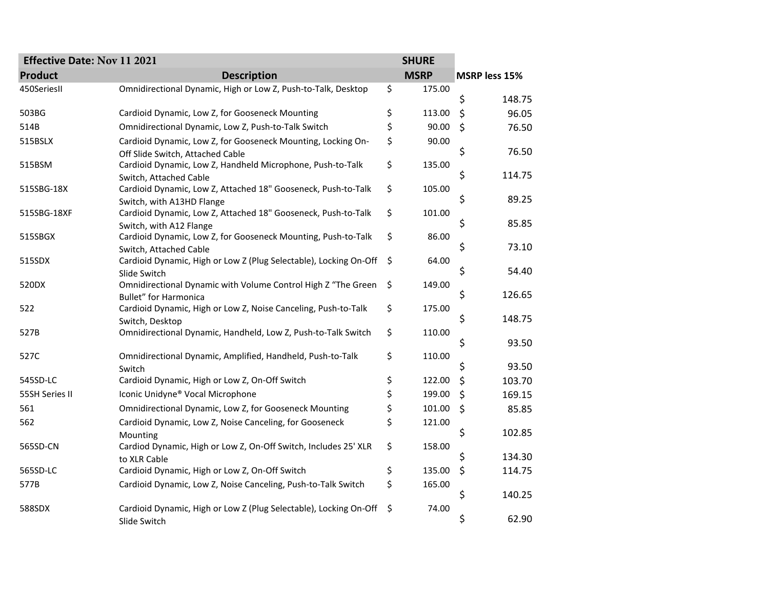| Effective Date: Nov 11 2021 | | SHURE | |
|---|---|---|---|
| **Product** | **Description** | **MSRP** | **MSRP less 15%** |
| 450SeriesII | Omnidirectional Dynamic, High or Low Z, Push-to-Talk, Desktop | $ 175.00 | $ 148.75 |
| 503BG | Cardioid Dynamic, Low Z, for Gooseneck Mounting | $ 113.00 | $ 96.05 |
| 514B | Omnidirectional Dynamic, Low Z, Push-to-Talk Switch | $ 90.00 | $ 76.50 |
| 515BSLX | Cardioid Dynamic, Low Z, for Gooseneck Mounting, Locking On-Off Slide Switch, Attached Cable | $ 90.00 | $ 76.50 |
| 515BSM | Cardioid Dynamic, Low Z, Handheld Microphone, Push-to-Talk Switch, Attached Cable | $ 135.00 | $ 114.75 |
| 515SBG-18X | Cardioid Dynamic, Low Z, Attached 18" Gooseneck, Push-to-Talk Switch, with A13HD Flange | $ 105.00 | $ 89.25 |
| 515SBG-18XF | Cardioid Dynamic, Low Z, Attached 18" Gooseneck, Push-to-Talk Switch, with A12 Flange | $ 101.00 | $ 85.85 |
| 515SBGX | Cardioid Dynamic, Low Z, for Gooseneck Mounting, Push-to-Talk Switch, Attached Cable | $ 86.00 | $ 73.10 |
| 515SDX | Cardioid Dynamic, High or Low Z (Plug Selectable), Locking On-Off Slide Switch | $ 64.00 | $ 54.40 |
| 520DX | Omnidirectional Dynamic with Volume Control High Z "The Green Bullet" for Harmonica | $ 149.00 | $ 126.65 |
| 522 | Cardioid Dynamic, High or Low Z, Noise Canceling, Push-to-Talk Switch, Desktop | $ 175.00 | $ 148.75 |
| 527B | Omnidirectional Dynamic, Handheld, Low Z, Push-to-Talk Switch | $ 110.00 | $ 93.50 |
| 527C | Omnidirectional Dynamic, Amplified, Handheld, Push-to-Talk Switch | $ 110.00 | $ 93.50 |
| 545SD-LC | Cardioid Dynamic, High or Low Z, On-Off Switch | $ 122.00 | $ 103.70 |
| 55SH Series II | Iconic Unidyne® Vocal Microphone | $ 199.00 | $ 169.15 |
| 561 | Omnidirectional Dynamic, Low Z, for Gooseneck Mounting | $ 101.00 | $ 85.85 |
| 562 | Cardioid Dynamic, Low Z, Noise Canceling, for Gooseneck Mounting | $ 121.00 | $ 102.85 |
| 565SD-CN | Cardiod Dynamic, High or Low Z, On-Off Switch, Includes 25' XLR to XLR Cable | $ 158.00 | $ 134.30 |
| 565SD-LC | Cardioid Dynamic, High or Low Z, On-Off Switch | $ 135.00 | $ 114.75 |
| 577B | Cardioid Dynamic, Low Z, Noise Canceling, Push-to-Talk Switch | $ 165.00 | $ 140.25 |
| 588SDX | Cardioid Dynamic, High or Low Z (Plug Selectable), Locking On-Off Slide Switch | $ 74.00 | $ 62.90 |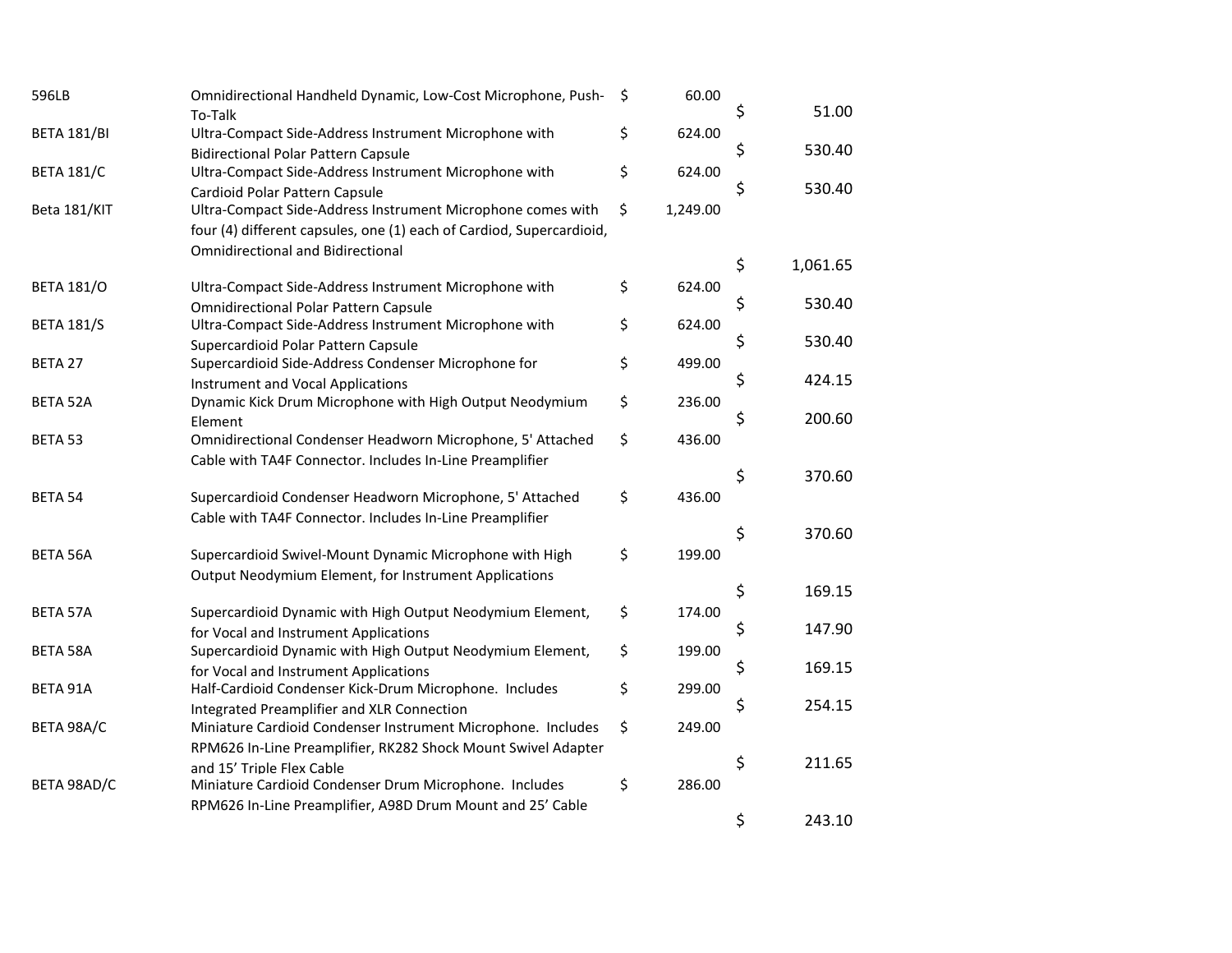| | | | |
|---|---|---|---|
| 596LB | Omnidirectional Handheld Dynamic, Low-Cost Microphone, Push-To-Talk | $ 60.00 | $ 51.00 |
| BETA 181/BI | Ultra-Compact Side-Address Instrument Microphone with Bidirectional Polar Pattern Capsule | $ 624.00 | $ 530.40 |
| BETA 181/C | Ultra-Compact Side-Address Instrument Microphone with Cardioid Polar Pattern Capsule | $ 624.00 | $ 530.40 |
| Beta 181/KIT | Ultra-Compact Side-Address Instrument Microphone comes with four (4) different capsules, one (1) each of Cardiod, Supercardioid, Omnidirectional and Bidirectional | $ 1,249.00 | $ 1,061.65 |
| BETA 181/O | Ultra-Compact Side-Address Instrument Microphone with Omnidirectional Polar Pattern Capsule | $ 624.00 | $ 530.40 |
| BETA 181/S | Ultra-Compact Side-Address Instrument Microphone with Supercardioid Polar Pattern Capsule | $ 624.00 | $ 530.40 |
| BETA 27 | Supercardioid Side-Address Condenser Microphone for Instrument and Vocal Applications | $ 499.00 | $ 424.15 |
| BETA 52A | Dynamic Kick Drum Microphone with High Output Neodymium Element | $ 236.00 | $ 200.60 |
| BETA 53 | Omnidirectional Condenser Headworn Microphone, 5' Attached Cable with TA4F Connector. Includes In-Line Preamplifier | $ 436.00 | $ 370.60 |
| BETA 54 | Supercardioid Condenser Headworn Microphone, 5' Attached Cable with TA4F Connector. Includes In-Line Preamplifier | $ 436.00 | $ 370.60 |
| BETA 56A | Supercardioid Swivel-Mount Dynamic Microphone with High Output Neodymium Element, for Instrument Applications | $ 199.00 | $ 169.15 |
| BETA 57A | Supercardioid Dynamic with High Output Neodymium Element, for Vocal and Instrument Applications | $ 174.00 | $ 147.90 |
| BETA 58A | Supercardioid Dynamic with High Output Neodymium Element, for Vocal and Instrument Applications | $ 199.00 | $ 169.15 |
| BETA 91A | Half-Cardioid Condenser Kick-Drum Microphone. Includes Integrated Preamplifier and XLR Connection | $ 299.00 | $ 254.15 |
| BETA 98A/C | Miniature Cardioid Condenser Instrument Microphone. Includes RPM626 In-Line Preamplifier, RK282 Shock Mount Swivel Adapter and 15' Triple Flex Cable | $ 249.00 | $ 211.65 |
| BETA 98AD/C | Miniature Cardioid Condenser Drum Microphone. Includes RPM626 In-Line Preamplifier, A98D Drum Mount and 25' Cable | $ 286.00 | $ 243.10 |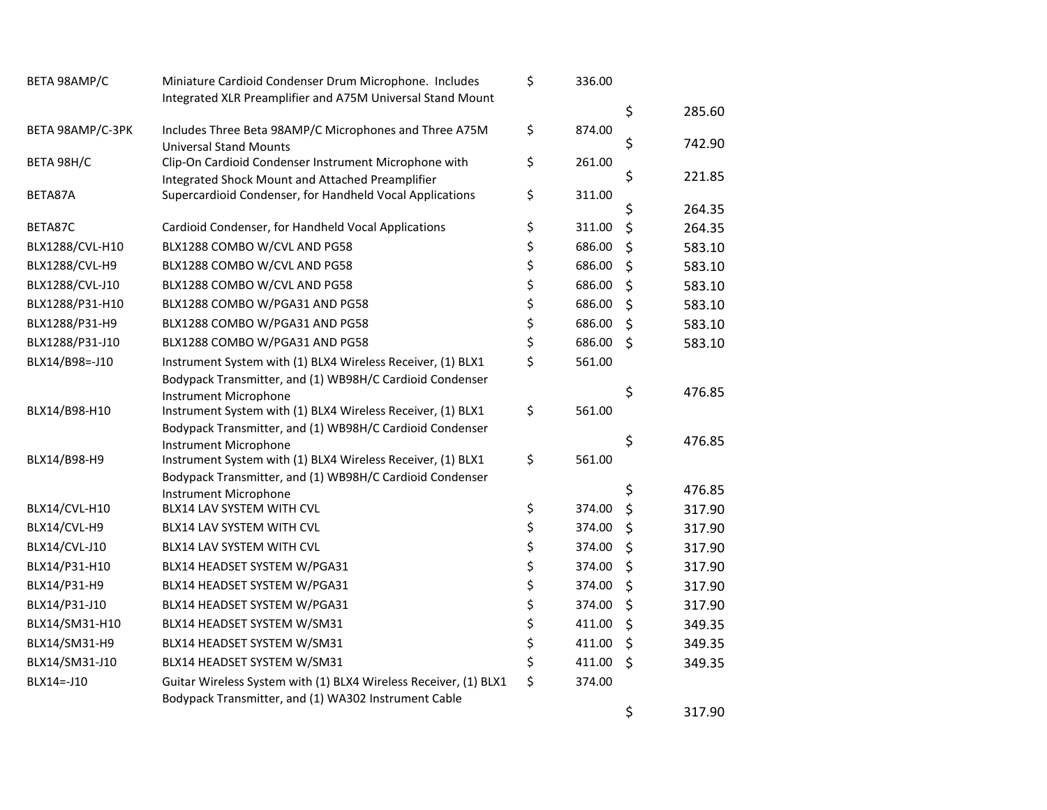| | | | |
|---|---|---|---|
| BETA 98AMP/C | Miniature Cardioid Condenser Drum Microphone. Includes Integrated XLR Preamplifier and A75M Universal Stand Mount | $ 336.00 | $ 285.60 |
| BETA 98AMP/C-3PK | Includes Three Beta 98AMP/C Microphones and Three A75M Universal Stand Mounts | $ 874.00 | $ 742.90 |
| BETA 98H/C | Clip-On Cardioid Condenser Instrument Microphone with Integrated Shock Mount and Attached Preamplifier | $ 261.00 | $ 221.85 |
| BETA87A | Supercardioid Condenser, for Handheld Vocal Applications | $ 311.00 | $ 264.35 |
| BETA87C | Cardioid Condenser, for Handheld Vocal Applications | $ 311.00 | $ 264.35 |
| BLX1288/CVL-H10 | BLX1288 COMBO W/CVL AND PG58 | $ 686.00 | $ 583.10 |
| BLX1288/CVL-H9 | BLX1288 COMBO W/CVL AND PG58 | $ 686.00 | $ 583.10 |
| BLX1288/CVL-J10 | BLX1288 COMBO W/CVL AND PG58 | $ 686.00 | $ 583.10 |
| BLX1288/P31-H10 | BLX1288 COMBO W/PGA31 AND PG58 | $ 686.00 | $ 583.10 |
| BLX1288/P31-H9 | BLX1288 COMBO W/PGA31 AND PG58 | $ 686.00 | $ 583.10 |
| BLX1288/P31-J10 | BLX1288 COMBO W/PGA31 AND PG58 | $ 686.00 | $ 583.10 |
| BLX14/B98=-J10 | Instrument System with (1) BLX4 Wireless Receiver, (1) BLX1 Bodypack Transmitter, and (1) WB98H/C Cardioid Condenser Instrument Microphone | $ 561.00 | $ 476.85 |
| BLX14/B98-H10 | Instrument System with (1) BLX4 Wireless Receiver, (1) BLX1 Bodypack Transmitter, and (1) WB98H/C Cardioid Condenser Instrument Microphone | $ 561.00 | $ 476.85 |
| BLX14/B98-H9 | Instrument System with (1) BLX4 Wireless Receiver, (1) BLX1 Bodypack Transmitter, and (1) WB98H/C Cardioid Condenser Instrument Microphone | $ 561.00 | $ 476.85 |
| BLX14/CVL-H10 | BLX14 LAV SYSTEM WITH CVL | $ 374.00 | $ 317.90 |
| BLX14/CVL-H9 | BLX14 LAV SYSTEM WITH CVL | $ 374.00 | $ 317.90 |
| BLX14/CVL-J10 | BLX14 LAV SYSTEM WITH CVL | $ 374.00 | $ 317.90 |
| BLX14/P31-H10 | BLX14 HEADSET SYSTEM W/PGA31 | $ 374.00 | $ 317.90 |
| BLX14/P31-H9 | BLX14 HEADSET SYSTEM W/PGA31 | $ 374.00 | $ 317.90 |
| BLX14/P31-J10 | BLX14 HEADSET SYSTEM W/PGA31 | $ 374.00 | $ 317.90 |
| BLX14/SM31-H10 | BLX14 HEADSET SYSTEM W/SM31 | $ 411.00 | $ 349.35 |
| BLX14/SM31-H9 | BLX14 HEADSET SYSTEM W/SM31 | $ 411.00 | $ 349.35 |
| BLX14/SM31-J10 | BLX14 HEADSET SYSTEM W/SM31 | $ 411.00 | $ 349.35 |
| BLX14=-J10 | Guitar Wireless System with (1) BLX4 Wireless Receiver, (1) BLX1 Bodypack Transmitter, and (1) WA302 Instrument Cable | $ 374.00 | $ 317.90 |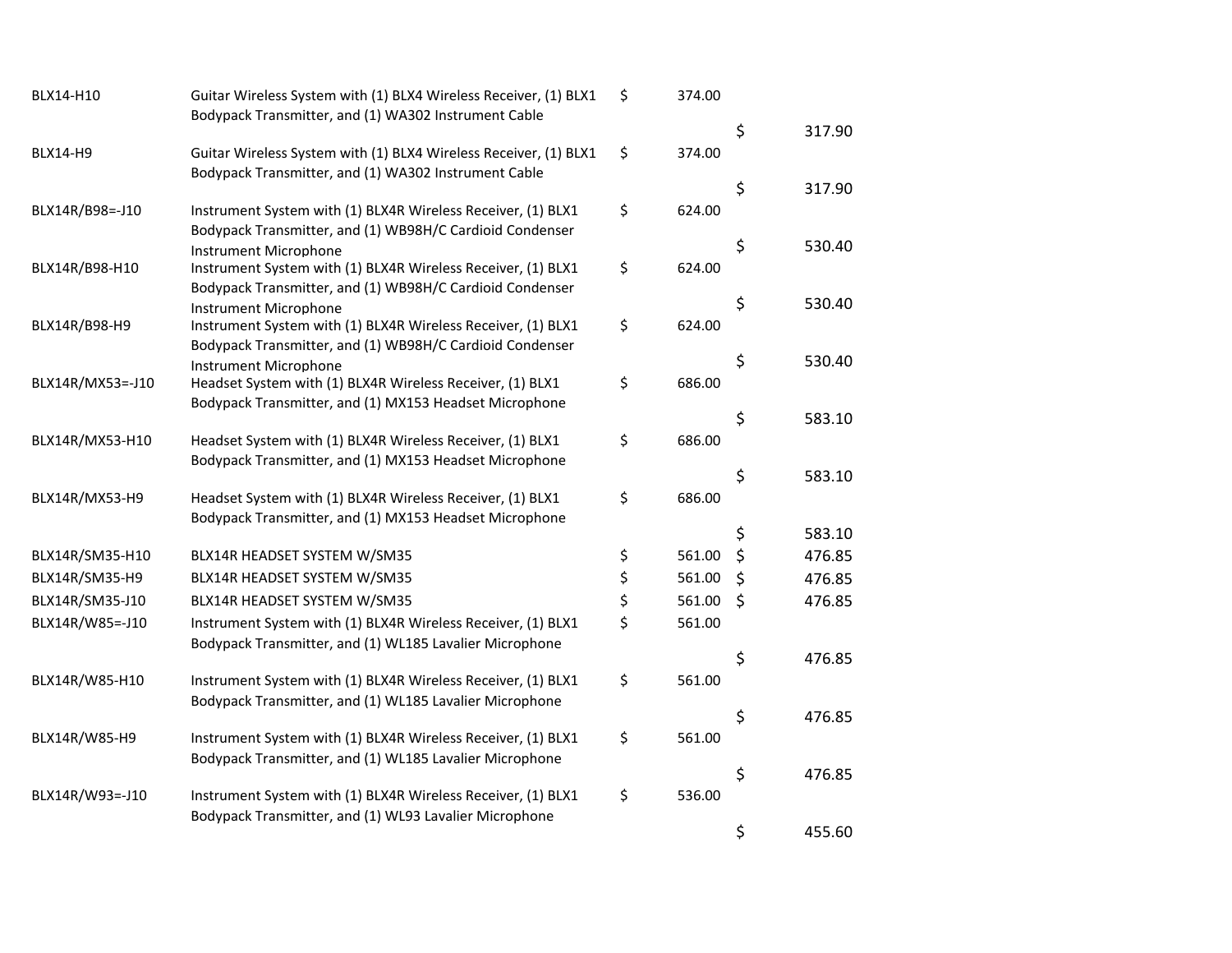| | | | |
|---|---|---|---|
| BLX14-H10 | Guitar Wireless System with (1) BLX4 Wireless Receiver, (1) BLX1 Bodypack Transmitter, and (1) WA302 Instrument Cable | $ 374.00 | $ 317.90 |
| BLX14-H9 | Guitar Wireless System with (1) BLX4 Wireless Receiver, (1) BLX1 Bodypack Transmitter, and (1) WA302 Instrument Cable | $ 374.00 | $ 317.90 |
| BLX14R/B98=-J10 | Instrument System with (1) BLX4R Wireless Receiver, (1) BLX1 Bodypack Transmitter, and (1) WB98H/C Cardioid Condenser Instrument Microphone | $ 624.00 | $ 530.40 |
| BLX14R/B98-H10 | Instrument System with (1) BLX4R Wireless Receiver, (1) BLX1 Bodypack Transmitter, and (1) WB98H/C Cardioid Condenser Instrument Microphone | $ 624.00 | $ 530.40 |
| BLX14R/B98-H9 | Instrument System with (1) BLX4R Wireless Receiver, (1) BLX1 Bodypack Transmitter, and (1) WB98H/C Cardioid Condenser Instrument Microphone | $ 624.00 | $ 530.40 |
| BLX14R/MX53=-J10 | Headset System with (1) BLX4R Wireless Receiver, (1) BLX1 Bodypack Transmitter, and (1) MX153 Headset Microphone | $ 686.00 | $ 583.10 |
| BLX14R/MX53-H10 | Headset System with (1) BLX4R Wireless Receiver, (1) BLX1 Bodypack Transmitter, and (1) MX153 Headset Microphone | $ 686.00 | $ 583.10 |
| BLX14R/MX53-H9 | Headset System with (1) BLX4R Wireless Receiver, (1) BLX1 Bodypack Transmitter, and (1) MX153 Headset Microphone | $ 686.00 | $ 583.10 |
| BLX14R/SM35-H10 | BLX14R HEADSET SYSTEM W/SM35 | $ 561.00 | $ 476.85 |
| BLX14R/SM35-H9 | BLX14R HEADSET SYSTEM W/SM35 | $ 561.00 | $ 476.85 |
| BLX14R/SM35-J10 | BLX14R HEADSET SYSTEM W/SM35 | $ 561.00 | $ 476.85 |
| BLX14R/W85=-J10 | Instrument System with (1) BLX4R Wireless Receiver, (1) BLX1 Bodypack Transmitter, and (1) WL185 Lavalier Microphone | $ 561.00 | $ 476.85 |
| BLX14R/W85-H10 | Instrument System with (1) BLX4R Wireless Receiver, (1) BLX1 Bodypack Transmitter, and (1) WL185 Lavalier Microphone | $ 561.00 | $ 476.85 |
| BLX14R/W85-H9 | Instrument System with (1) BLX4R Wireless Receiver, (1) BLX1 Bodypack Transmitter, and (1) WL185 Lavalier Microphone | $ 561.00 | $ 476.85 |
| BLX14R/W93=-J10 | Instrument System with (1) BLX4R Wireless Receiver, (1) BLX1 Bodypack Transmitter, and (1) WL93 Lavalier Microphone | $ 536.00 | $ 455.60 |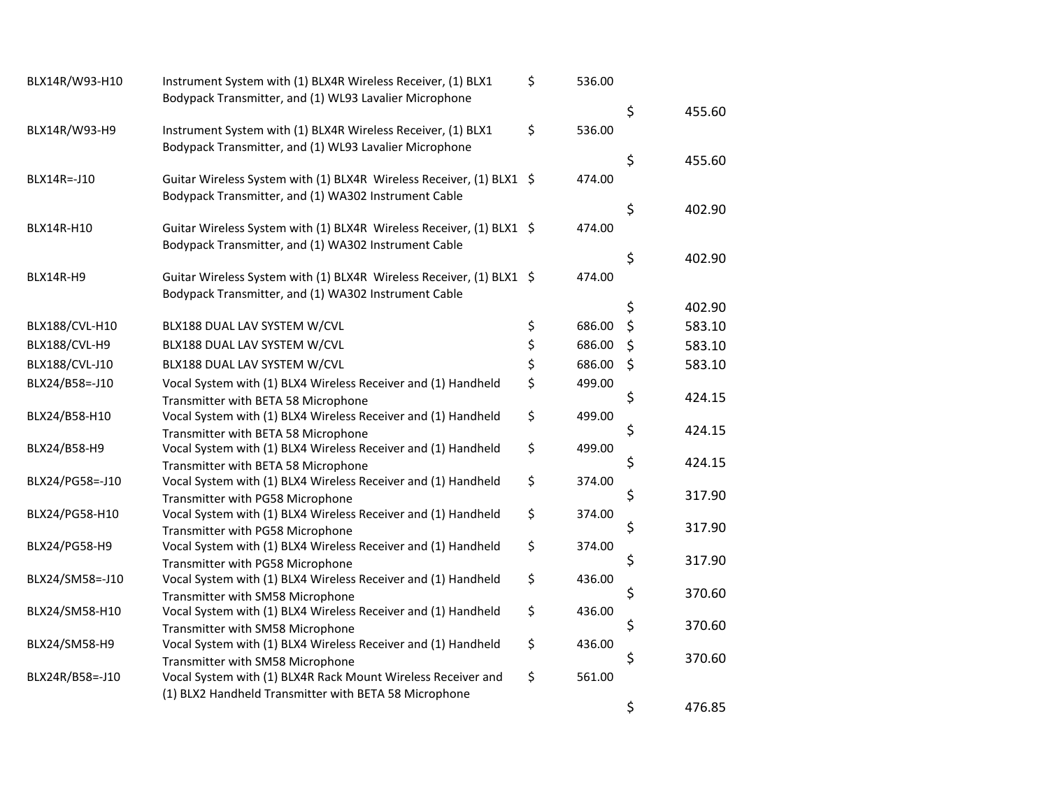| | | | |
|---|---|---|---|
| BLX14R/W93-H10 | Instrument System with (1) BLX4R Wireless Receiver, (1) BLX1 Bodypack Transmitter, and (1) WL93 Lavalier Microphone | $ 536.00 | $ 455.60 |
| BLX14R/W93-H9 | Instrument System with (1) BLX4R Wireless Receiver, (1) BLX1 Bodypack Transmitter, and (1) WL93 Lavalier Microphone | $ 536.00 | $ 455.60 |
| BLX14R=-J10 | Guitar Wireless System with (1) BLX4R Wireless Receiver, (1) BLX1 Bodypack Transmitter, and (1) WA302 Instrument Cable | $ 474.00 | $ 402.90 |
| BLX14R-H10 | Guitar Wireless System with (1) BLX4R Wireless Receiver, (1) BLX1 Bodypack Transmitter, and (1) WA302 Instrument Cable | $ 474.00 | $ 402.90 |
| BLX14R-H9 | Guitar Wireless System with (1) BLX4R Wireless Receiver, (1) BLX1 Bodypack Transmitter, and (1) WA302 Instrument Cable | $ 474.00 | $ 402.90 |
| BLX188/CVL-H10 | BLX188 DUAL LAV SYSTEM W/CVL | $ 686.00 | $ 583.10 |
| BLX188/CVL-H9 | BLX188 DUAL LAV SYSTEM W/CVL | $ 686.00 | $ 583.10 |
| BLX188/CVL-J10 | BLX188 DUAL LAV SYSTEM W/CVL | $ 686.00 | $ 583.10 |
| BLX24/B58=-J10 | Vocal System with (1) BLX4 Wireless Receiver and (1) Handheld Transmitter with BETA 58 Microphone | $ 499.00 | $ 424.15 |
| BLX24/B58-H10 | Vocal System with (1) BLX4 Wireless Receiver and (1) Handheld Transmitter with BETA 58 Microphone | $ 499.00 | $ 424.15 |
| BLX24/B58-H9 | Vocal System with (1) BLX4 Wireless Receiver and (1) Handheld Transmitter with BETA 58 Microphone | $ 499.00 | $ 424.15 |
| BLX24/PG58=-J10 | Vocal System with (1) BLX4 Wireless Receiver and (1) Handheld Transmitter with PG58 Microphone | $ 374.00 | $ 317.90 |
| BLX24/PG58-H10 | Vocal System with (1) BLX4 Wireless Receiver and (1) Handheld Transmitter with PG58 Microphone | $ 374.00 | $ 317.90 |
| BLX24/PG58-H9 | Vocal System with (1) BLX4 Wireless Receiver and (1) Handheld Transmitter with PG58 Microphone | $ 374.00 | $ 317.90 |
| BLX24/SM58=-J10 | Vocal System with (1) BLX4 Wireless Receiver and (1) Handheld Transmitter with SM58 Microphone | $ 436.00 | $ 370.60 |
| BLX24/SM58-H10 | Vocal System with (1) BLX4 Wireless Receiver and (1) Handheld Transmitter with SM58 Microphone | $ 436.00 | $ 370.60 |
| BLX24/SM58-H9 | Vocal System with (1) BLX4 Wireless Receiver and (1) Handheld Transmitter with SM58 Microphone | $ 436.00 | $ 370.60 |
| BLX24R/B58=-J10 | Vocal System with (1) BLX4R Rack Mount Wireless Receiver and (1) BLX2 Handheld Transmitter with BETA 58 Microphone | $ 561.00 | $ 476.85 |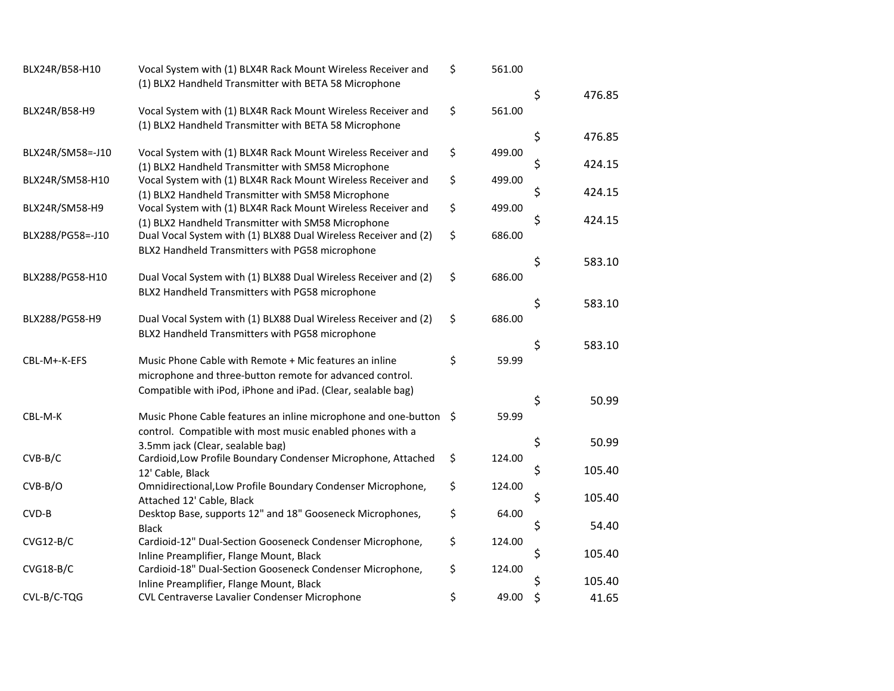| | | | |
|---|---|---|---|
| BLX24R/B58-H10 | Vocal System with (1) BLX4R Rack Mount Wireless Receiver and (1) BLX2 Handheld Transmitter with BETA 58 Microphone | $ 561.00 | $ 476.85 |
| BLX24R/B58-H9 | Vocal System with (1) BLX4R Rack Mount Wireless Receiver and (1) BLX2 Handheld Transmitter with BETA 58 Microphone | $ 561.00 | $ 476.85 |
| BLX24R/SM58=-J10 | Vocal System with (1) BLX4R Rack Mount Wireless Receiver and (1) BLX2 Handheld Transmitter with SM58 Microphone | $ 499.00 | $ 424.15 |
| BLX24R/SM58-H10 | Vocal System with (1) BLX4R Rack Mount Wireless Receiver and (1) BLX2 Handheld Transmitter with SM58 Microphone | $ 499.00 | $ 424.15 |
| BLX24R/SM58-H9 | Vocal System with (1) BLX4R Rack Mount Wireless Receiver and (1) BLX2 Handheld Transmitter with SM58 Microphone | $ 499.00 | $ 424.15 |
| BLX288/PG58=-J10 | Dual Vocal System with (1) BLX88 Dual Wireless Receiver and (2) BLX2 Handheld Transmitters with PG58 microphone | $ 686.00 | $ 583.10 |
| BLX288/PG58-H10 | Dual Vocal System with (1) BLX88 Dual Wireless Receiver and (2) BLX2 Handheld Transmitters with PG58 microphone | $ 686.00 | $ 583.10 |
| BLX288/PG58-H9 | Dual Vocal System with (1) BLX88 Dual Wireless Receiver and (2) BLX2 Handheld Transmitters with PG58 microphone | $ 686.00 | $ 583.10 |
| CBL-M+-K-EFS | Music Phone Cable with Remote + Mic features an inline microphone and three-button remote for advanced control. Compatible with iPod, iPhone and iPad. (Clear, sealable bag) | $ 59.99 | $ 50.99 |
| CBL-M-K | Music Phone Cable features an inline microphone and one-button control. Compatible with most music enabled phones with a 3.5mm jack (Clear, sealable bag) | $ 59.99 | $ 50.99 |
| CVB-B/C | Cardioid,Low Profile Boundary Condenser Microphone, Attached 12' Cable, Black | $ 124.00 | $ 105.40 |
| CVB-B/O | Omnidirectional,Low Profile Boundary Condenser Microphone, Attached 12' Cable, Black | $ 124.00 | $ 105.40 |
| CVD-B | Desktop Base, supports 12" and 18" Gooseneck Microphones, Black | $ 64.00 | $ 54.40 |
| CVG12-B/C | Cardioid-12" Dual-Section Gooseneck Condenser Microphone, Inline Preamplifier, Flange Mount, Black | $ 124.00 | $ 105.40 |
| CVG18-B/C | Cardioid-18" Dual-Section Gooseneck Condenser Microphone, Inline Preamplifier, Flange Mount, Black | $ 124.00 | $ 105.40 |
| CVL-B/C-TQG | CVL Centraverse Lavalier Condenser Microphone | $ 49.00 | $ 41.65 |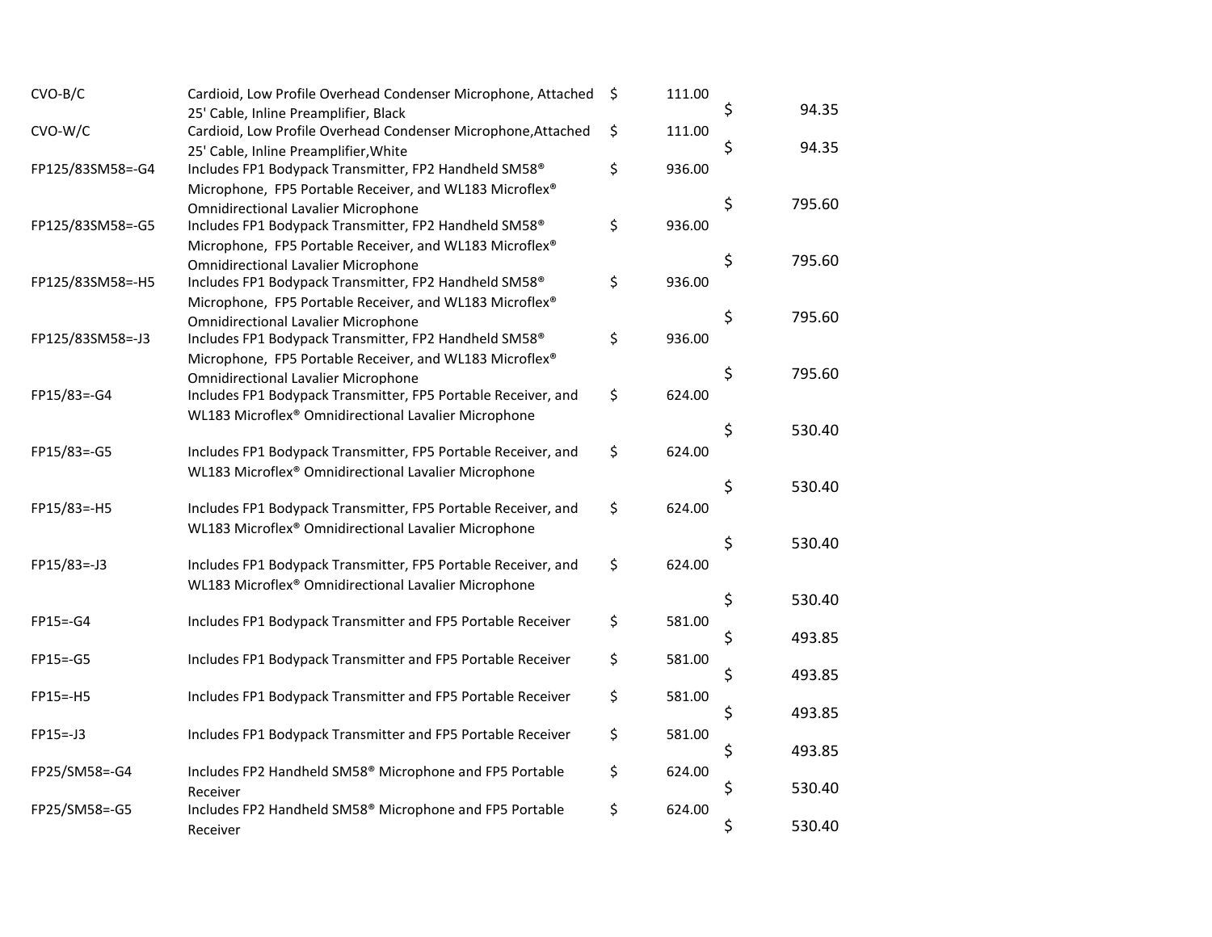| | | | |
|---|---|---|---|
| CVO-B/C | Cardioid, Low Profile Overhead Condenser Microphone, Attached 25' Cable, Inline Preamplifier, Black | $ 111.00 | $ 94.35 |
| CVO-W/C | Cardioid, Low Profile Overhead Condenser Microphone,Attached 25' Cable, Inline Preamplifier,White | $ 111.00 | $ 94.35 |
| FP125/83SM58=-G4 | Includes FP1 Bodypack Transmitter, FP2 Handheld SM58® Microphone, FP5 Portable Receiver, and WL183 Microflex® Omnidirectional Lavalier Microphone | $ 936.00 | $ 795.60 |
| FP125/83SM58=-G5 | Includes FP1 Bodypack Transmitter, FP2 Handheld SM58® Microphone, FP5 Portable Receiver, and WL183 Microflex® Omnidirectional Lavalier Microphone | $ 936.00 | $ 795.60 |
| FP125/83SM58=-H5 | Includes FP1 Bodypack Transmitter, FP2 Handheld SM58® Microphone, FP5 Portable Receiver, and WL183 Microflex® Omnidirectional Lavalier Microphone | $ 936.00 | $ 795.60 |
| FP125/83SM58=-J3 | Includes FP1 Bodypack Transmitter, FP2 Handheld SM58® Microphone, FP5 Portable Receiver, and WL183 Microflex® Omnidirectional Lavalier Microphone | $ 936.00 | $ 795.60 |
| FP15/83=-G4 | Includes FP1 Bodypack Transmitter, FP5 Portable Receiver, and WL183 Microflex® Omnidirectional Lavalier Microphone | $ 624.00 | $ 530.40 |
| FP15/83=-G5 | Includes FP1 Bodypack Transmitter, FP5 Portable Receiver, and WL183 Microflex® Omnidirectional Lavalier Microphone | $ 624.00 | $ 530.40 |
| FP15/83=-H5 | Includes FP1 Bodypack Transmitter, FP5 Portable Receiver, and WL183 Microflex® Omnidirectional Lavalier Microphone | $ 624.00 | $ 530.40 |
| FP15/83=-J3 | Includes FP1 Bodypack Transmitter, FP5 Portable Receiver, and WL183 Microflex® Omnidirectional Lavalier Microphone | $ 624.00 | $ 530.40 |
| FP15=-G4 | Includes FP1 Bodypack Transmitter and FP5 Portable Receiver | $ 581.00 | $ 493.85 |
| FP15=-G5 | Includes FP1 Bodypack Transmitter and FP5 Portable Receiver | $ 581.00 | $ 493.85 |
| FP15=-H5 | Includes FP1 Bodypack Transmitter and FP5 Portable Receiver | $ 581.00 | $ 493.85 |
| FP15=-J3 | Includes FP1 Bodypack Transmitter and FP5 Portable Receiver | $ 581.00 | $ 493.85 |
| FP25/SM58=-G4 | Includes FP2 Handheld SM58® Microphone and FP5 Portable Receiver | $ 624.00 | $ 530.40 |
| FP25/SM58=-G5 | Includes FP2 Handheld SM58® Microphone and FP5 Portable Receiver | $ 624.00 | $ 530.40 |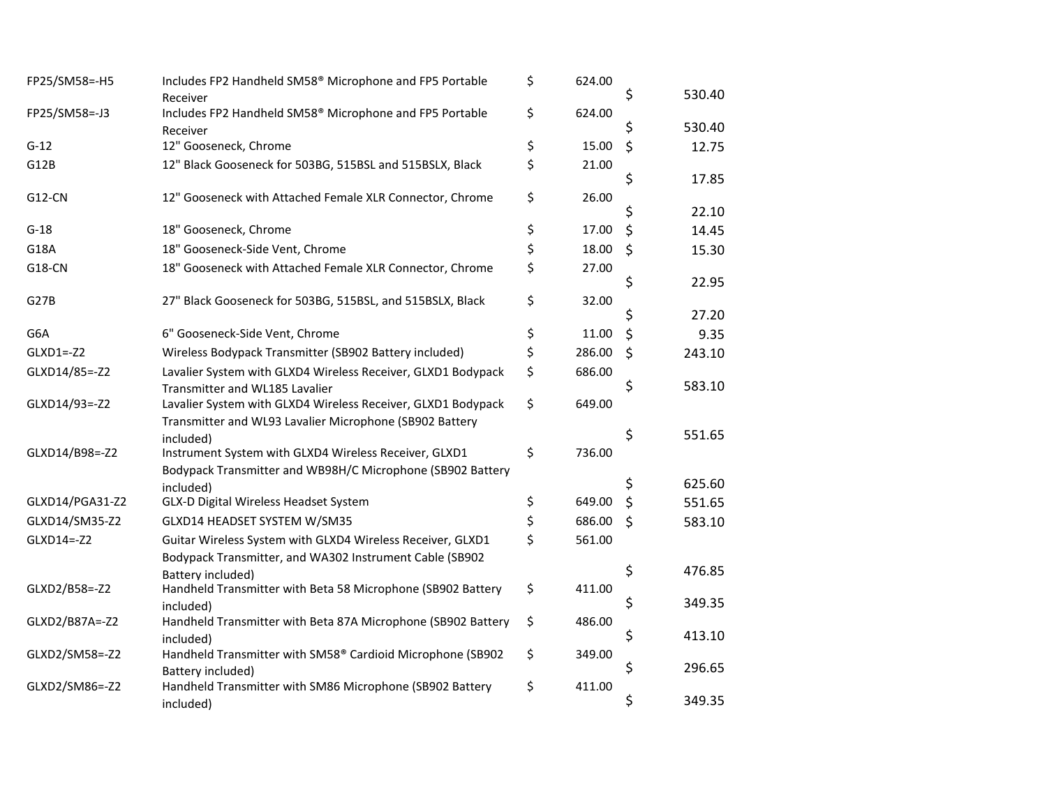| | | | |
|---|---|---|---|
| FP25/SM58=-H5 | Includes FP2 Handheld SM58® Microphone and FP5 Portable Receiver | $ 624.00 | $ 530.40 |
| FP25/SM58=-J3 | Includes FP2 Handheld SM58® Microphone and FP5 Portable Receiver | $ 624.00 | $ 530.40 |
| G-12 | 12" Gooseneck, Chrome | $ 15.00 | $ 12.75 |
| G12B | 12" Black Gooseneck for 503BG, 515BSL and 515BSLX, Black | $ 21.00 | $ 17.85 |
| G12-CN | 12" Gooseneck with Attached Female XLR Connector, Chrome | $ 26.00 | $ 22.10 |
| G-18 | 18" Gooseneck, Chrome | $ 17.00 | $ 14.45 |
| G18A | 18" Gooseneck-Side Vent, Chrome | $ 18.00 | $ 15.30 |
| G18-CN | 18" Gooseneck with Attached Female XLR Connector, Chrome | $ 27.00 | $ 22.95 |
| G27B | 27" Black Gooseneck for 503BG, 515BSL, and 515BSLX, Black | $ 32.00 | $ 27.20 |
| G6A | 6" Gooseneck-Side Vent, Chrome | $ 11.00 | $ 9.35 |
| GLXD1=-Z2 | Wireless Bodypack Transmitter (SB902 Battery included) | $ 286.00 | $ 243.10 |
| GLXD14/85=-Z2 | Lavalier System with GLXD4 Wireless Receiver, GLXD1 Bodypack Transmitter and WL185 Lavalier | $ 686.00 | $ 583.10 |
| GLXD14/93=-Z2 | Lavalier System with GLXD4 Wireless Receiver, GLXD1 Bodypack Transmitter and WL93 Lavalier Microphone (SB902 Battery included) | $ 649.00 | $ 551.65 |
| GLXD14/B98=-Z2 | Instrument System with GLXD4 Wireless Receiver, GLXD1 Bodypack Transmitter and WB98H/C Microphone (SB902 Battery included) | $ 736.00 | $ 625.60 |
| GLXD14/PGA31-Z2 | GLX-D Digital Wireless Headset System | $ 649.00 | $ 551.65 |
| GLXD14/SM35-Z2 | GLXD14 HEADSET SYSTEM W/SM35 | $ 686.00 | $ 583.10 |
| GLXD14=-Z2 | Guitar Wireless System with GLXD4 Wireless Receiver, GLXD1 Bodypack Transmitter, and WA302 Instrument Cable (SB902 Battery included) | $ 561.00 | $ 476.85 |
| GLXD2/B58=-Z2 | Handheld Transmitter with Beta 58 Microphone (SB902 Battery included) | $ 411.00 | $ 349.35 |
| GLXD2/B87A=-Z2 | Handheld Transmitter with Beta 87A Microphone (SB902 Battery included) | $ 486.00 | $ 413.10 |
| GLXD2/SM58=-Z2 | Handheld Transmitter with SM58® Cardioid Microphone (SB902 Battery included) | $ 349.00 | $ 296.65 |
| GLXD2/SM86=-Z2 | Handheld Transmitter with SM86 Microphone (SB902 Battery included) | $ 411.00 | $ 349.35 |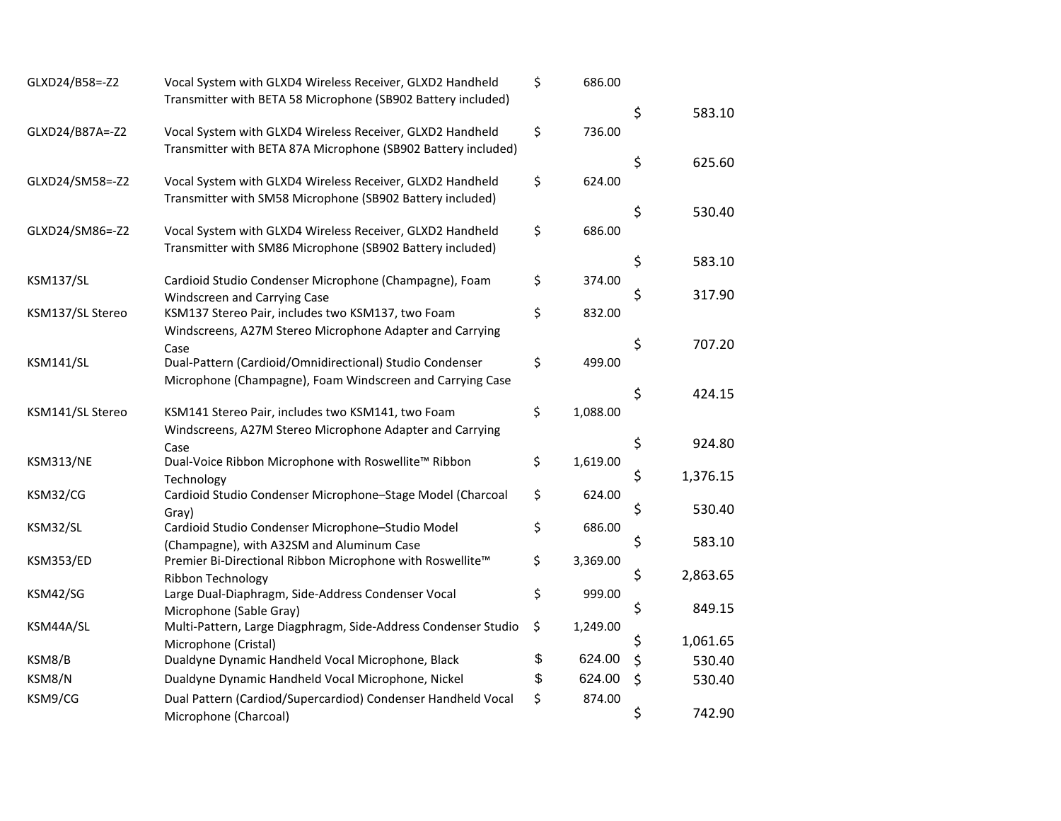| | | | |
|---|---|---|---|
| GLXD24/B58=-Z2 | Vocal System with GLXD4 Wireless Receiver, GLXD2 Handheld Transmitter with BETA 58 Microphone (SB902 Battery included) | $ 686.00 | $ 583.10 |
| GLXD24/B87A=-Z2 | Vocal System with GLXD4 Wireless Receiver, GLXD2 Handheld Transmitter with BETA 87A Microphone (SB902 Battery included) | $ 736.00 | $ 625.60 |
| GLXD24/SM58=-Z2 | Vocal System with GLXD4 Wireless Receiver, GLXD2 Handheld Transmitter with SM58 Microphone (SB902 Battery included) | $ 624.00 | $ 530.40 |
| GLXD24/SM86=-Z2 | Vocal System with GLXD4 Wireless Receiver, GLXD2 Handheld Transmitter with SM86 Microphone (SB902 Battery included) | $ 686.00 | $ 583.10 |
| KSM137/SL | Cardioid Studio Condenser Microphone (Champagne), Foam Windscreen and Carrying Case | $ 374.00 | $ 317.90 |
| KSM137/SL Stereo | KSM137 Stereo Pair, includes two KSM137, two Foam Windscreens, A27M Stereo Microphone Adapter and Carrying Case | $ 832.00 | $ 707.20 |
| KSM141/SL | Dual-Pattern (Cardioid/Omnidirectional) Studio Condenser Microphone (Champagne), Foam Windscreen and Carrying Case | $ 499.00 | $ 424.15 |
| KSM141/SL Stereo | KSM141 Stereo Pair, includes two KSM141, two Foam Windscreens, A27M Stereo Microphone Adapter and Carrying Case | $ 1,088.00 | $ 924.80 |
| KSM313/NE | Dual-Voice Ribbon Microphone with Roswellite™ Ribbon Technology | $ 1,619.00 | $ 1,376.15 |
| KSM32/CG | Cardioid Studio Condenser Microphone–Stage Model (Charcoal Gray) | $ 624.00 | $ 530.40 |
| KSM32/SL | Cardioid Studio Condenser Microphone–Studio Model (Champagne), with A32SM and Aluminum Case | $ 686.00 | $ 583.10 |
| KSM353/ED | Premier Bi-Directional Ribbon Microphone with Roswellite™ Ribbon Technology | $ 3,369.00 | $ 2,863.65 |
| KSM42/SG | Large Dual-Diaphragm, Side-Address Condenser Vocal Microphone (Sable Gray) | $ 999.00 | $ 849.15 |
| KSM44A/SL | Multi-Pattern, Large Diagphragm, Side-Address Condenser Studio Microphone (Cristal) | $ 1,249.00 | $ 1,061.65 |
| KSM8/B | Dualdyne Dynamic Handheld Vocal Microphone, Black | $ 624.00 | $ 530.40 |
| KSM8/N | Dualdyne Dynamic Handheld Vocal Microphone, Nickel | $ 624.00 | $ 530.40 |
| KSM9/CG | Dual Pattern (Cardiod/Supercardiod) Condenser Handheld Vocal Microphone (Charcoal) | $ 874.00 | $ 742.90 |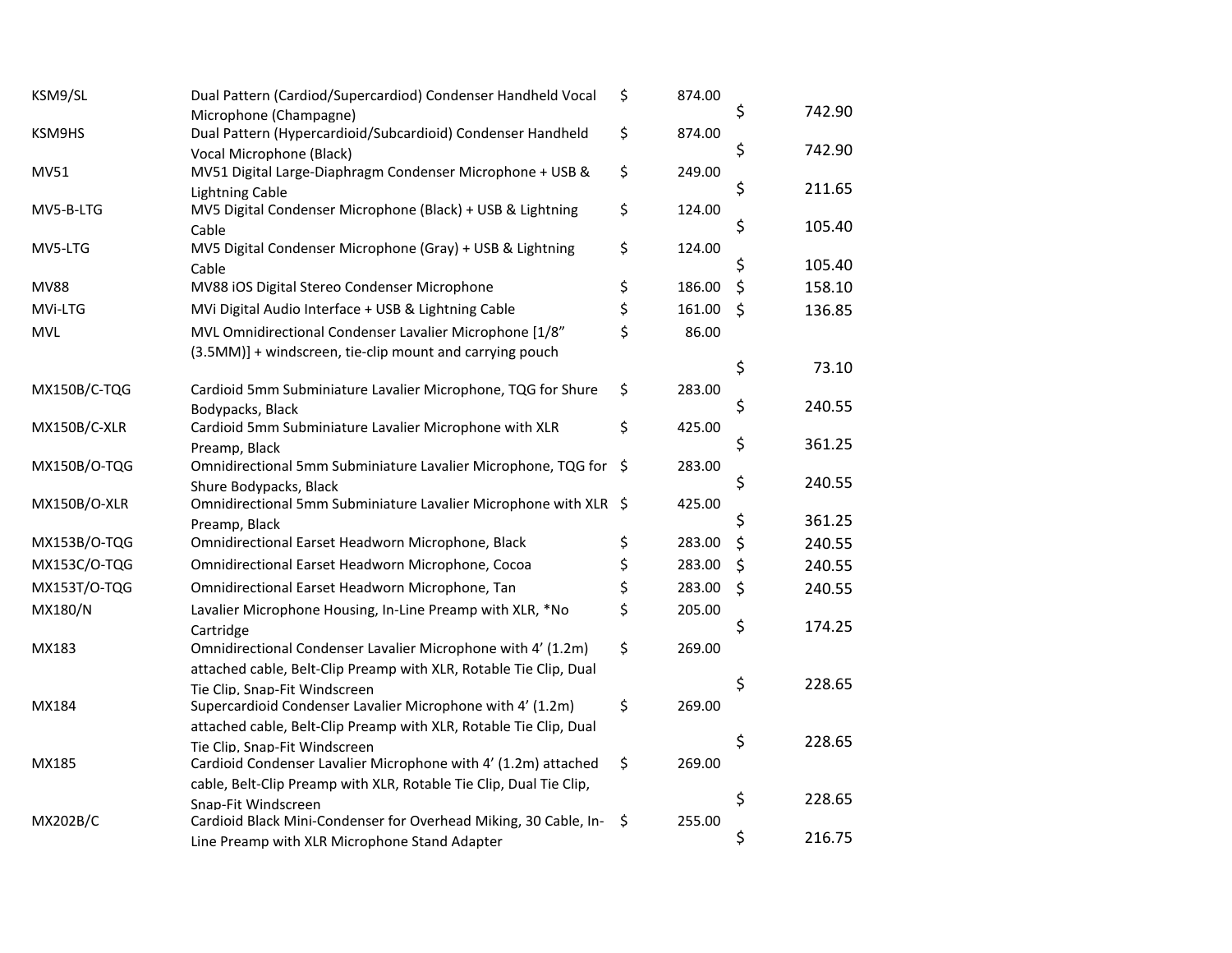| | | | |
|---|---|---|---|
| KSM9/SL | Dual Pattern (Cardiod/Supercardiod) Condenser Handheld Vocal Microphone (Champagne) | $ 874.00 | $ 742.90 |
| KSM9HS | Dual Pattern (Hypercardioid/Subcardioid) Condenser Handheld Vocal Microphone (Black) | $ 874.00 | $ 742.90 |
| MV51 | MV51 Digital Large-Diaphragm Condenser Microphone + USB & Lightning Cable | $ 249.00 | $ 211.65 |
| MV5-B-LTG | MV5 Digital Condenser Microphone (Black) + USB & Lightning Cable | $ 124.00 | $ 105.40 |
| MV5-LTG | MV5 Digital Condenser Microphone (Gray) + USB & Lightning Cable | $ 124.00 | $ 105.40 |
| MV88 | MV88 iOS Digital Stereo Condenser Microphone | $ 186.00 | $ 158.10 |
| MVi-LTG | MVi Digital Audio Interface + USB & Lightning Cable | $ 161.00 | $ 136.85 |
| MVL | MVL Omnidirectional Condenser Lavalier Microphone [1/8" (3.5MM)] + windscreen, tie-clip mount and carrying pouch | $ 86.00 | $ 73.10 |
| MX150B/C-TQG | Cardioid 5mm Subminiature Lavalier Microphone, TQG for Shure Bodypacks, Black | $ 283.00 | $ 240.55 |
| MX150B/C-XLR | Cardioid 5mm Subminiature Lavalier Microphone with XLR Preamp, Black | $ 425.00 | $ 361.25 |
| MX150B/O-TQG | Omnidirectional 5mm Subminiature Lavalier Microphone, TQG for Shure Bodypacks, Black | $ 283.00 | $ 240.55 |
| MX150B/O-XLR | Omnidirectional 5mm Subminiature Lavalier Microphone with XLR Preamp, Black | $ 425.00 | $ 361.25 |
| MX153B/O-TQG | Omnidirectional Earset Headworn Microphone, Black | $ 283.00 | $ 240.55 |
| MX153C/O-TQG | Omnidirectional Earset Headworn Microphone, Cocoa | $ 283.00 | $ 240.55 |
| MX153T/O-TQG | Omnidirectional Earset Headworn Microphone, Tan | $ 283.00 | $ 240.55 |
| MX180/N | Lavalier Microphone Housing, In-Line Preamp with XLR, *No Cartridge | $ 205.00 | $ 174.25 |
| MX183 | Omnidirectional Condenser Lavalier Microphone with 4' (1.2m) attached cable, Belt-Clip Preamp with XLR, Rotable Tie Clip, Dual Tie Clip, Snap-Fit Windscreen | $ 269.00 | $ 228.65 |
| MX184 | Supercardioid Condenser Lavalier Microphone with 4' (1.2m) attached cable, Belt-Clip Preamp with XLR, Rotable Tie Clip, Dual Tie Clip, Snap-Fit Windscreen | $ 269.00 | $ 228.65 |
| MX185 | Cardioid Condenser Lavalier Microphone with 4' (1.2m) attached cable, Belt-Clip Preamp with XLR, Rotable Tie Clip, Dual Tie Clip, Snap-Fit Windscreen | $ 269.00 | $ 228.65 |
| MX202B/C | Cardioid Black Mini-Condenser for Overhead Miking, 30 Cable, In-Line Preamp with XLR Microphone Stand Adapter | $ 255.00 | $ 216.75 |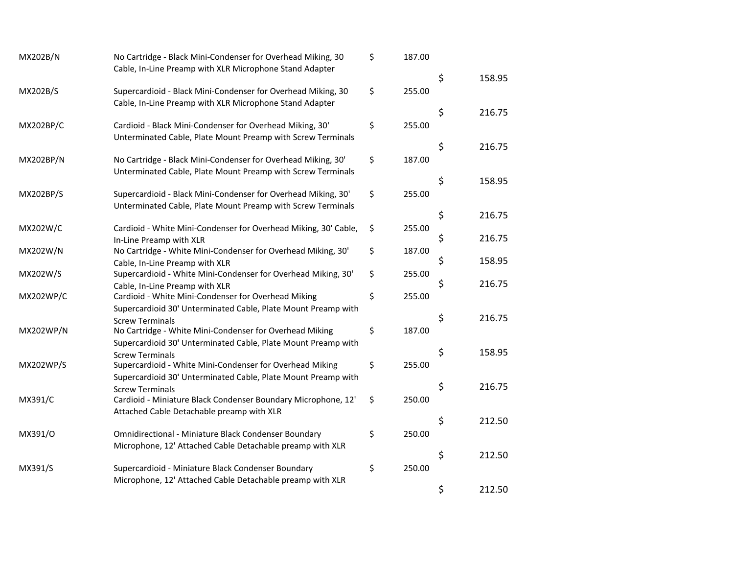| | | | |
|---|---|---|---|
| MX202B/N | No Cartridge - Black Mini-Condenser for Overhead Miking, 30 Cable, In-Line Preamp with XLR Microphone Stand Adapter | $ 187.00 | $ 158.95 |
| MX202B/S | Supercardioid - Black Mini-Condenser for Overhead Miking, 30 Cable, In-Line Preamp with XLR Microphone Stand Adapter | $ 255.00 | $ 216.75 |
| MX202BP/C | Cardioid - Black Mini-Condenser for Overhead Miking, 30' Unterminated Cable, Plate Mount Preamp with Screw Terminals | $ 255.00 | $ 216.75 |
| MX202BP/N | No Cartridge - Black Mini-Condenser for Overhead Miking, 30' Unterminated Cable, Plate Mount Preamp with Screw Terminals | $ 187.00 | $ 158.95 |
| MX202BP/S | Supercardioid - Black Mini-Condenser for Overhead Miking, 30' Unterminated Cable, Plate Mount Preamp with Screw Terminals | $ 255.00 | $ 216.75 |
| MX202W/C | Cardioid - White Mini-Condenser for Overhead Miking, 30' Cable, In-Line Preamp with XLR | $ 255.00 | $ 216.75 |
| MX202W/N | No Cartridge - White Mini-Condenser for Overhead Miking, 30' Cable, In-Line Preamp with XLR | $ 187.00 | $ 158.95 |
| MX202W/S | Supercardioid - White Mini-Condenser for Overhead Miking, 30' Cable, In-Line Preamp with XLR | $ 255.00 | $ 216.75 |
| MX202WP/C | Cardioid - White Mini-Condenser for Overhead Miking Supercardioid 30' Unterminated Cable, Plate Mount Preamp with Screw Terminals | $ 255.00 | $ 216.75 |
| MX202WP/N | No Cartridge - White Mini-Condenser for Overhead Miking Supercardioid 30' Unterminated Cable, Plate Mount Preamp with Screw Terminals | $ 187.00 | $ 158.95 |
| MX202WP/S | Supercardioid - White Mini-Condenser for Overhead Miking Supercardioid 30' Unterminated Cable, Plate Mount Preamp with Screw Terminals | $ 255.00 | $ 216.75 |
| MX391/C | Cardioid - Miniature Black Condenser Boundary Microphone, 12' Attached Cable Detachable preamp with XLR | $ 250.00 | $ 212.50 |
| MX391/O | Omnidirectional - Miniature Black Condenser Boundary Microphone, 12' Attached Cable Detachable preamp with XLR | $ 250.00 | $ 212.50 |
| MX391/S | Supercardioid - Miniature Black Condenser Boundary Microphone, 12' Attached Cable Detachable preamp with XLR | $ 250.00 | $ 212.50 |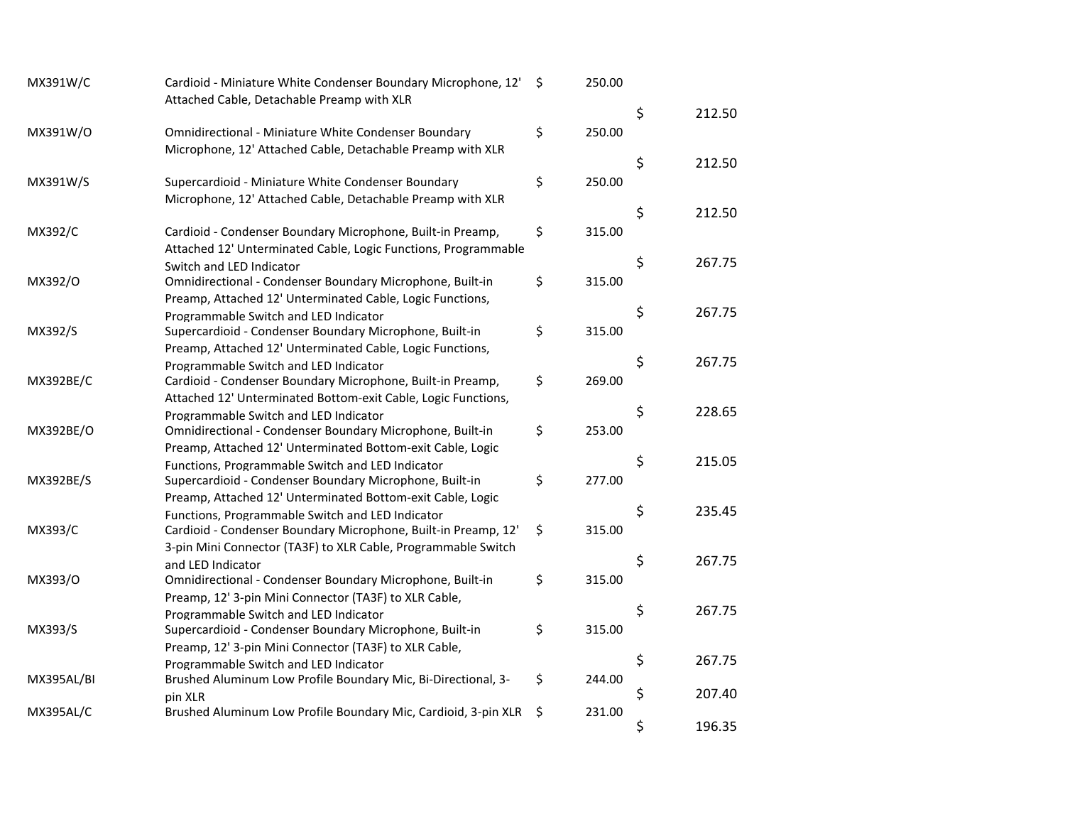| | | | |
|---|---|---|---|
| MX391W/C | Cardioid - Miniature White Condenser Boundary Microphone, 12' Attached Cable, Detachable Preamp with XLR | $ 250.00 | $ 212.50 |
| MX391W/O | Omnidirectional - Miniature White Condenser Boundary Microphone, 12' Attached Cable, Detachable Preamp with XLR | $ 250.00 | $ 212.50 |
| MX391W/S | Supercardioid - Miniature White Condenser Boundary Microphone, 12' Attached Cable, Detachable Preamp with XLR | $ 250.00 | $ 212.50 |
| MX392/C | Cardioid - Condenser Boundary Microphone, Built-in Preamp, Attached 12' Unterminated Cable, Logic Functions, Programmable Switch and LED Indicator | $ 315.00 | $ 267.75 |
| MX392/O | Omnidirectional - Condenser Boundary Microphone, Built-in Preamp, Attached 12' Unterminated Cable, Logic Functions, Programmable Switch and LED Indicator | $ 315.00 | $ 267.75 |
| MX392/S | Supercardioid - Condenser Boundary Microphone, Built-in Preamp, Attached 12' Unterminated Cable, Logic Functions, Programmable Switch and LED Indicator | $ 315.00 | $ 267.75 |
| MX392BE/C | Cardioid - Condenser Boundary Microphone, Built-in Preamp, Attached 12' Unterminated Bottom-exit Cable, Logic Functions, Programmable Switch and LED Indicator | $ 269.00 | $ 228.65 |
| MX392BE/O | Omnidirectional - Condenser Boundary Microphone, Built-in Preamp, Attached 12' Unterminated Bottom-exit Cable, Logic Functions, Programmable Switch and LED Indicator | $ 253.00 | $ 215.05 |
| MX392BE/S | Supercardioid - Condenser Boundary Microphone, Built-in Preamp, Attached 12' Unterminated Bottom-exit Cable, Logic Functions, Programmable Switch and LED Indicator | $ 277.00 | $ 235.45 |
| MX393/C | Cardioid - Condenser Boundary Microphone, Built-in Preamp, 12' 3-pin Mini Connector (TA3F) to XLR Cable, Programmable Switch and LED Indicator | $ 315.00 | $ 267.75 |
| MX393/O | Omnidirectional - Condenser Boundary Microphone, Built-in Preamp, 12' 3-pin Mini Connector (TA3F) to XLR Cable, Programmable Switch and LED Indicator | $ 315.00 | $ 267.75 |
| MX393/S | Supercardioid - Condenser Boundary Microphone, Built-in Preamp, 12' 3-pin Mini Connector (TA3F) to XLR Cable, Programmable Switch and LED Indicator | $ 315.00 | $ 267.75 |
| MX395AL/BI | Brushed Aluminum Low Profile Boundary Mic, Bi-Directional, 3-pin XLR | $ 244.00 | $ 207.40 |
| MX395AL/C | Brushed Aluminum Low Profile Boundary Mic, Cardioid, 3-pin XLR | $ 231.00 | $ 196.35 |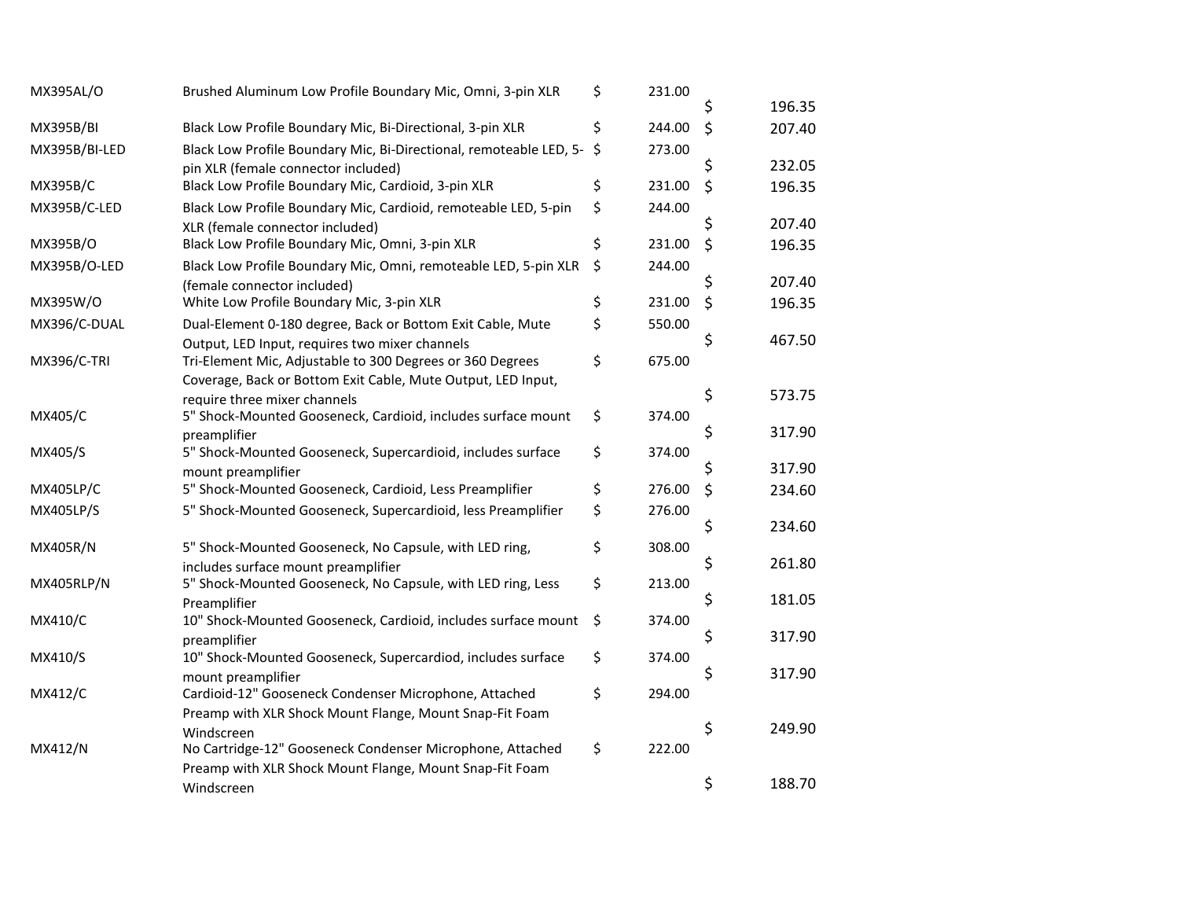| | | | |
|---|---|---|---|
| MX395AL/O | Brushed Aluminum Low Profile Boundary Mic, Omni, 3-pin XLR | $ 231.00 | $ 196.35 |
| MX395B/BI | Black Low Profile Boundary Mic, Bi-Directional, 3-pin XLR | $ 244.00 | $ 207.40 |
| MX395B/BI-LED | Black Low Profile Boundary Mic, Bi-Directional, remoteable LED, 5-pin XLR (female connector included) | $ 273.00 | $ 232.05 |
| MX395B/C | Black Low Profile Boundary Mic, Cardioid, 3-pin XLR | $ 231.00 | $ 196.35 |
| MX395B/C-LED | Black Low Profile Boundary Mic, Cardioid, remoteable LED, 5-pin XLR (female connector included) | $ 244.00 | $ 207.40 |
| MX395B/O | Black Low Profile Boundary Mic, Omni, 3-pin XLR | $ 231.00 | $ 196.35 |
| MX395B/O-LED | Black Low Profile Boundary Mic, Omni, remoteable LED, 5-pin XLR (female connector included) | $ 244.00 | $ 207.40 |
| MX395W/O | White Low Profile Boundary Mic, 3-pin XLR | $ 231.00 | $ 196.35 |
| MX396/C-DUAL | Dual-Element 0-180 degree, Back or Bottom Exit Cable, Mute Output, LED Input, requires two mixer channels | $ 550.00 | $ 467.50 |
| MX396/C-TRI | Tri-Element Mic, Adjustable to 300 Degrees or 360 Degrees Coverage, Back or Bottom Exit Cable, Mute Output, LED Input, require three mixer channels | $ 675.00 | $ 573.75 |
| MX405/C | 5" Shock-Mounted Gooseneck, Cardioid, includes surface mount preamplifier | $ 374.00 | $ 317.90 |
| MX405/S | 5" Shock-Mounted Gooseneck, Supercardioid, includes surface mount preamplifier | $ 374.00 | $ 317.90 |
| MX405LP/C | 5" Shock-Mounted Gooseneck, Cardioid, Less Preamplifier | $ 276.00 | $ 234.60 |
| MX405LP/S | 5" Shock-Mounted Gooseneck, Supercardioid, less Preamplifier | $ 276.00 | $ 234.60 |
| MX405R/N | 5" Shock-Mounted Gooseneck, No Capsule, with LED ring, includes surface mount preamplifier | $ 308.00 | $ 261.80 |
| MX405RLP/N | 5" Shock-Mounted Gooseneck, No Capsule, with LED ring, Less Preamplifier | $ 213.00 | $ 181.05 |
| MX410/C | 10" Shock-Mounted Gooseneck, Cardioid, includes surface mount preamplifier | $ 374.00 | $ 317.90 |
| MX410/S | 10" Shock-Mounted Gooseneck, Supercardiod, includes surface mount preamplifier | $ 374.00 | $ 317.90 |
| MX412/C | Cardioid-12" Gooseneck Condenser Microphone, Attached Preamp with XLR Shock Mount Flange, Mount Snap-Fit Foam Windscreen | $ 294.00 | $ 249.90 |
| MX412/N | No Cartridge-12" Gooseneck Condenser Microphone, Attached Preamp with XLR Shock Mount Flange, Mount Snap-Fit Foam Windscreen | $ 222.00 | $ 188.70 |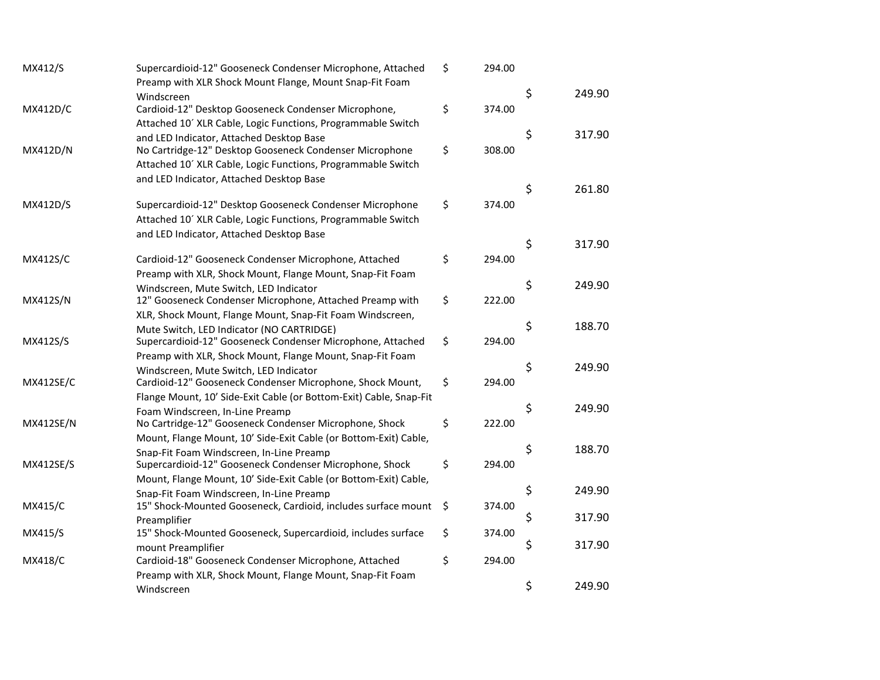| | | | |
|---|---|---|---|
| MX412/S | Supercardioid-12" Gooseneck Condenser Microphone, Attached Preamp with XLR Shock Mount Flange, Mount Snap-Fit Foam Windscreen | $ 294.00 | $ 249.90 |
| MX412D/C | Cardioid-12" Desktop Gooseneck Condenser Microphone, Attached 10´ XLR Cable, Logic Functions, Programmable Switch and LED Indicator, Attached Desktop Base | $ 374.00 | $ 317.90 |
| MX412D/N | No Cartridge-12" Desktop Gooseneck Condenser Microphone Attached 10´ XLR Cable, Logic Functions, Programmable Switch and LED Indicator, Attached Desktop Base | $ 308.00 | $ 261.80 |
| MX412D/S | Supercardioid-12" Desktop Gooseneck Condenser Microphone Attached 10´ XLR Cable, Logic Functions, Programmable Switch and LED Indicator, Attached Desktop Base | $ 374.00 | $ 317.90 |
| MX412S/C | Cardioid-12" Gooseneck Condenser Microphone, Attached Preamp with XLR, Shock Mount, Flange Mount, Snap-Fit Foam Windscreen, Mute Switch, LED Indicator | $ 294.00 | $ 249.90 |
| MX412S/N | 12" Gooseneck Condenser Microphone, Attached Preamp with XLR, Shock Mount, Flange Mount, Snap-Fit Foam Windscreen, Mute Switch, LED Indicator (NO CARTRIDGE) | $ 222.00 | $ 188.70 |
| MX412S/S | Supercardioid-12" Gooseneck Condenser Microphone, Attached Preamp with XLR, Shock Mount, Flange Mount, Snap-Fit Foam Windscreen, Mute Switch, LED Indicator | $ 294.00 | $ 249.90 |
| MX412SE/C | Cardioid-12" Gooseneck Condenser Microphone, Shock Mount, Flange Mount, 10' Side-Exit Cable (or Bottom-Exit) Cable, Snap-Fit Foam Windscreen, In-Line Preamp | $ 294.00 | $ 249.90 |
| MX412SE/N | No Cartridge-12" Gooseneck Condenser Microphone, Shock Mount, Flange Mount, 10' Side-Exit Cable (or Bottom-Exit) Cable, Snap-Fit Foam Windscreen, In-Line Preamp | $ 222.00 | $ 188.70 |
| MX412SE/S | Supercardioid-12" Gooseneck Condenser Microphone, Shock Mount, Flange Mount, 10' Side-Exit Cable (or Bottom-Exit) Cable, Snap-Fit Foam Windscreen, In-Line Preamp | $ 294.00 | $ 249.90 |
| MX415/C | 15" Shock-Mounted Gooseneck, Cardioid, includes surface mount Preamplifier | $ 374.00 | $ 317.90 |
| MX415/S | 15" Shock-Mounted Gooseneck, Supercardioid, includes surface mount Preamplifier | $ 374.00 | $ 317.90 |
| MX418/C | Cardioid-18" Gooseneck Condenser Microphone, Attached Preamp with XLR, Shock Mount, Flange Mount, Snap-Fit Foam Windscreen | $ 294.00 | $ 249.90 |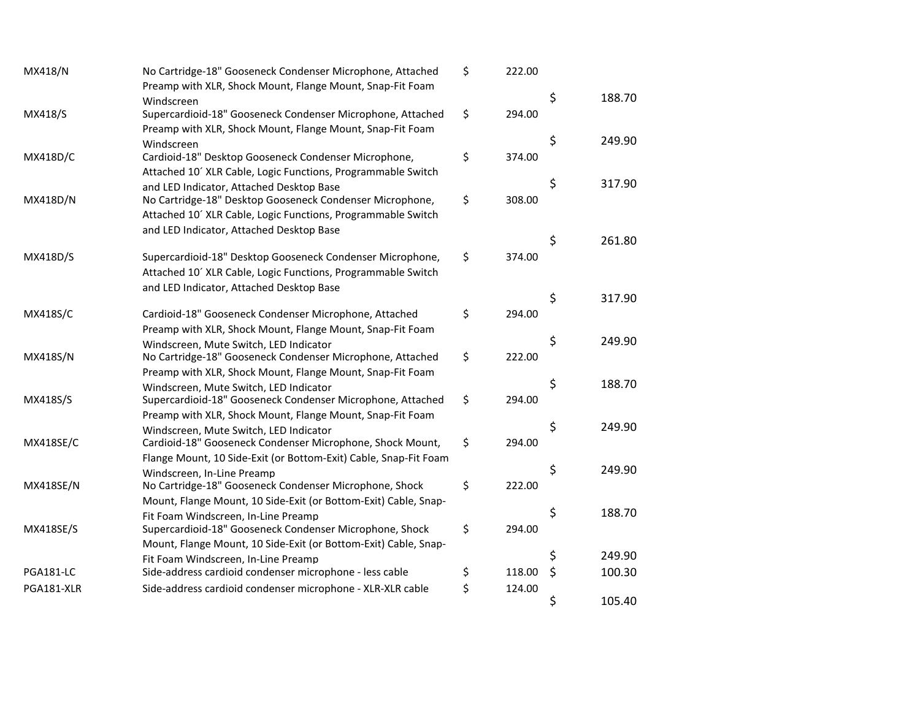| | | | |
|---|---|---|---|
| MX418/N | No Cartridge-18" Gooseneck Condenser Microphone, Attached Preamp with XLR, Shock Mount, Flange Mount, Snap-Fit Foam Windscreen | $ 222.00 | $ 188.70 |
| MX418/S | Supercardioid-18" Gooseneck Condenser Microphone, Attached Preamp with XLR, Shock Mount, Flange Mount, Snap-Fit Foam Windscreen | $ 294.00 | $ 249.90 |
| MX418D/C | Cardioid-18" Desktop Gooseneck Condenser Microphone, Attached 10´ XLR Cable, Logic Functions, Programmable Switch and LED Indicator, Attached Desktop Base | $ 374.00 | $ 317.90 |
| MX418D/N | No Cartridge-18" Desktop Gooseneck Condenser Microphone, Attached 10´ XLR Cable, Logic Functions, Programmable Switch and LED Indicator, Attached Desktop Base | $ 308.00 | $ 261.80 |
| MX418D/S | Supercardioid-18" Desktop Gooseneck Condenser Microphone, Attached 10´ XLR Cable, Logic Functions, Programmable Switch and LED Indicator, Attached Desktop Base | $ 374.00 | $ 317.90 |
| MX418S/C | Cardioid-18" Gooseneck Condenser Microphone, Attached Preamp with XLR, Shock Mount, Flange Mount, Snap-Fit Foam Windscreen, Mute Switch, LED Indicator | $ 294.00 | $ 249.90 |
| MX418S/N | No Cartridge-18" Gooseneck Condenser Microphone, Attached Preamp with XLR, Shock Mount, Flange Mount, Snap-Fit Foam Windscreen, Mute Switch, LED Indicator | $ 222.00 | $ 188.70 |
| MX418S/S | Supercardioid-18" Gooseneck Condenser Microphone, Attached Preamp with XLR, Shock Mount, Flange Mount, Snap-Fit Foam Windscreen, Mute Switch, LED Indicator | $ 294.00 | $ 249.90 |
| MX418SE/C | Cardioid-18" Gooseneck Condenser Microphone, Shock Mount, Flange Mount, 10 Side-Exit (or Bottom-Exit) Cable, Snap-Fit Foam Windscreen, In-Line Preamp | $ 294.00 | $ 249.90 |
| MX418SE/N | No Cartridge-18" Gooseneck Condenser Microphone, Shock Mount, Flange Mount, 10 Side-Exit (or Bottom-Exit) Cable, Snap-Fit Foam Windscreen, In-Line Preamp | $ 222.00 | $ 188.70 |
| MX418SE/S | Supercardioid-18" Gooseneck Condenser Microphone, Shock Mount, Flange Mount, 10 Side-Exit (or Bottom-Exit) Cable, Snap-Fit Foam Windscreen, In-Line Preamp | $ 294.00 | $ 249.90 |
| PGA181-LC | Side-address cardioid condenser microphone - less cable | $ 118.00 | $ 100.30 |
| PGA181-XLR | Side-address cardioid condenser microphone - XLR-XLR cable | $ 124.00 | $ 105.40 |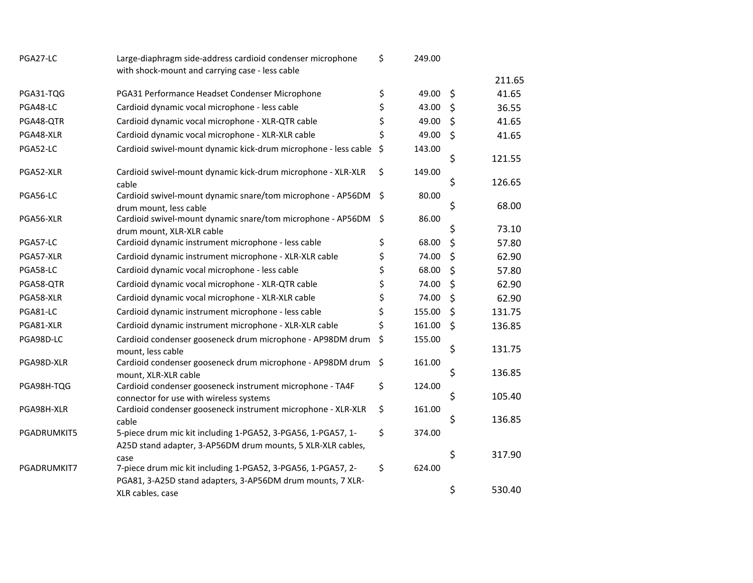| | | | |
|---|---|---|---|
| PGA27-LC | Large-diaphragm side-address cardioid condenser microphone with shock-mount and carrying case - less cable | $ 249.00 | 211.65 |
| PGA31-TQG | PGA31 Performance Headset Condenser Microphone | $ 49.00 | $ 41.65 |
| PGA48-LC | Cardioid dynamic vocal microphone - less cable | $ 43.00 | $ 36.55 |
| PGA48-QTR | Cardioid dynamic vocal microphone - XLR-QTR cable | $ 49.00 | $ 41.65 |
| PGA48-XLR | Cardioid dynamic vocal microphone - XLR-XLR cable | $ 49.00 | $ 41.65 |
| PGA52-LC | Cardioid swivel-mount dynamic kick-drum microphone - less cable | $ 143.00 | $ 121.55 |
| PGA52-XLR | Cardioid swivel-mount dynamic kick-drum microphone - XLR-XLR cable | $ 149.00 | $ 126.65 |
| PGA56-LC | Cardioid swivel-mount dynamic snare/tom microphone - AP56DM drum mount, less cable | $ 80.00 | $ 68.00 |
| PGA56-XLR | Cardioid swivel-mount dynamic snare/tom microphone - AP56DM drum mount, XLR-XLR cable | $ 86.00 | $ 73.10 |
| PGA57-LC | Cardioid dynamic instrument microphone - less cable | $ 68.00 | $ 57.80 |
| PGA57-XLR | Cardioid dynamic instrument microphone - XLR-XLR cable | $ 74.00 | $ 62.90 |
| PGA58-LC | Cardioid dynamic vocal microphone - less cable | $ 68.00 | $ 57.80 |
| PGA58-QTR | Cardioid dynamic vocal microphone - XLR-QTR cable | $ 74.00 | $ 62.90 |
| PGA58-XLR | Cardioid dynamic vocal microphone - XLR-XLR cable | $ 74.00 | $ 62.90 |
| PGA81-LC | Cardioid dynamic instrument microphone - less cable | $ 155.00 | $ 131.75 |
| PGA81-XLR | Cardioid dynamic instrument microphone - XLR-XLR cable | $ 161.00 | $ 136.85 |
| PGA98D-LC | Cardioid condenser gooseneck drum microphone - AP98DM drum mount, less cable | $ 155.00 | $ 131.75 |
| PGA98D-XLR | Cardioid condenser gooseneck drum microphone - AP98DM drum mount, XLR-XLR cable | $ 161.00 | $ 136.85 |
| PGA98H-TQG | Cardioid condenser gooseneck instrument microphone - TA4F connector for use with wireless systems | $ 124.00 | $ 105.40 |
| PGA98H-XLR | Cardioid condenser gooseneck instrument microphone - XLR-XLR cable | $ 161.00 | $ 136.85 |
| PGADRUMKIT5 | 5-piece drum mic kit including 1-PGA52, 3-PGA56, 1-PGA57, 1-A25D stand adapter, 3-AP56DM drum mounts, 5 XLR-XLR cables, case | $ 374.00 | $ 317.90 |
| PGADRUMKIT7 | 7-piece drum mic kit including 1-PGA52, 3-PGA56, 1-PGA57, 2-PGA81, 3-A25D stand adapters, 3-AP56DM drum mounts, 7 XLR-XLR cables, case | $ 624.00 | $ 530.40 |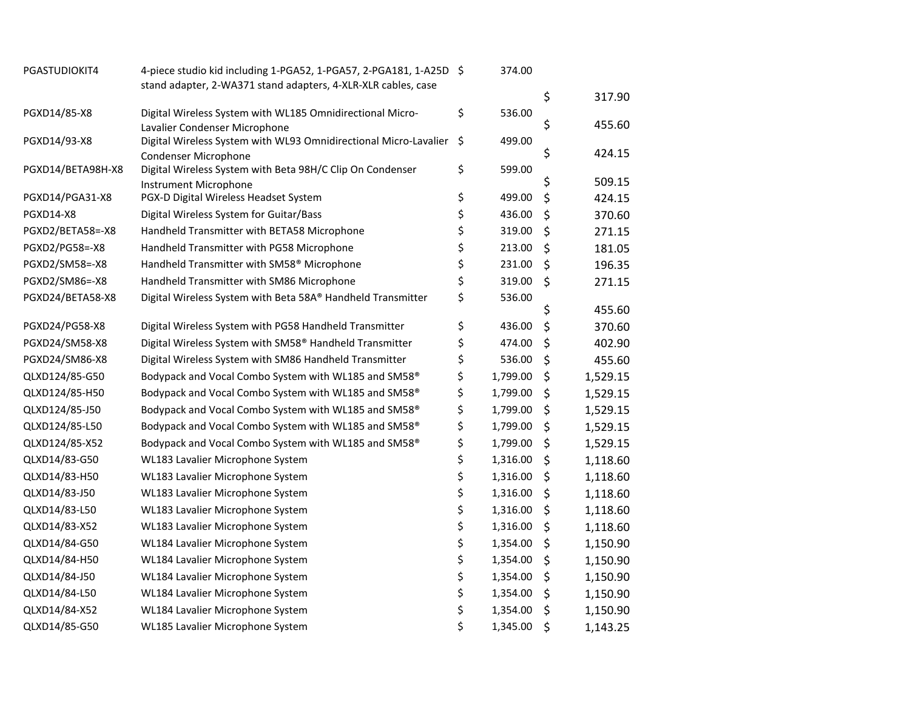| | | | |
|---|---|---|---|
| PGASTUDIOKIT4 | 4-piece studio kid including 1-PGA52, 1-PGA57, 2-PGA181, 1-A25D stand adapter, 2-WA371 stand adapters, 4-XLR-XLR cables, case | $ 374.00 | $ 317.90 |
| PGXD14/85-X8 | Digital Wireless System with WL185 Omnidirectional Micro-Lavalier Condenser Microphone | $ 536.00 | $ 455.60 |
| PGXD14/93-X8 | Digital Wireless System with WL93 Omnidirectional Micro-Lavalier Condenser Microphone | $ 499.00 | $ 424.15 |
| PGXD14/BETA98H-X8 | Digital Wireless System with Beta 98H/C Clip On Condenser Instrument Microphone | $ 599.00 | $ 509.15 |
| PGXD14/PGA31-X8 | PGX-D Digital Wireless Headset System | $ 499.00 | $ 424.15 |
| PGXD14-X8 | Digital Wireless System for Guitar/Bass | $ 436.00 | $ 370.60 |
| PGXD2/BETA58=-X8 | Handheld Transmitter with BETA58 Microphone | $ 319.00 | $ 271.15 |
| PGXD2/PG58=-X8 | Handheld Transmitter with PG58 Microphone | $ 213.00 | $ 181.05 |
| PGXD2/SM58=-X8 | Handheld Transmitter with SM58® Microphone | $ 231.00 | $ 196.35 |
| PGXD2/SM86=-X8 | Handheld Transmitter with SM86 Microphone | $ 319.00 | $ 271.15 |
| PGXD24/BETA58-X8 | Digital Wireless System with Beta 58A® Handheld Transmitter | $ 536.00 | $ 455.60 |
| PGXD24/PG58-X8 | Digital Wireless System with PG58 Handheld Transmitter | $ 436.00 | $ 370.60 |
| PGXD24/SM58-X8 | Digital Wireless System with SM58® Handheld Transmitter | $ 474.00 | $ 402.90 |
| PGXD24/SM86-X8 | Digital Wireless System with SM86 Handheld Transmitter | $ 536.00 | $ 455.60 |
| QLXD124/85-G50 | Bodypack and Vocal Combo System with WL185 and SM58® | $ 1,799.00 | $ 1,529.15 |
| QLXD124/85-H50 | Bodypack and Vocal Combo System with WL185 and SM58® | $ 1,799.00 | $ 1,529.15 |
| QLXD124/85-J50 | Bodypack and Vocal Combo System with WL185 and SM58® | $ 1,799.00 | $ 1,529.15 |
| QLXD124/85-L50 | Bodypack and Vocal Combo System with WL185 and SM58® | $ 1,799.00 | $ 1,529.15 |
| QLXD124/85-X52 | Bodypack and Vocal Combo System with WL185 and SM58® | $ 1,799.00 | $ 1,529.15 |
| QLXD14/83-G50 | WL183 Lavalier Microphone System | $ 1,316.00 | $ 1,118.60 |
| QLXD14/83-H50 | WL183 Lavalier Microphone System | $ 1,316.00 | $ 1,118.60 |
| QLXD14/83-J50 | WL183 Lavalier Microphone System | $ 1,316.00 | $ 1,118.60 |
| QLXD14/83-L50 | WL183 Lavalier Microphone System | $ 1,316.00 | $ 1,118.60 |
| QLXD14/83-X52 | WL183 Lavalier Microphone System | $ 1,316.00 | $ 1,118.60 |
| QLXD14/84-G50 | WL184 Lavalier Microphone System | $ 1,354.00 | $ 1,150.90 |
| QLXD14/84-H50 | WL184 Lavalier Microphone System | $ 1,354.00 | $ 1,150.90 |
| QLXD14/84-J50 | WL184 Lavalier Microphone System | $ 1,354.00 | $ 1,150.90 |
| QLXD14/84-L50 | WL184 Lavalier Microphone System | $ 1,354.00 | $ 1,150.90 |
| QLXD14/84-X52 | WL184 Lavalier Microphone System | $ 1,354.00 | $ 1,150.90 |
| QLXD14/85-G50 | WL185 Lavalier Microphone System | $ 1,345.00 | $ 1,143.25 |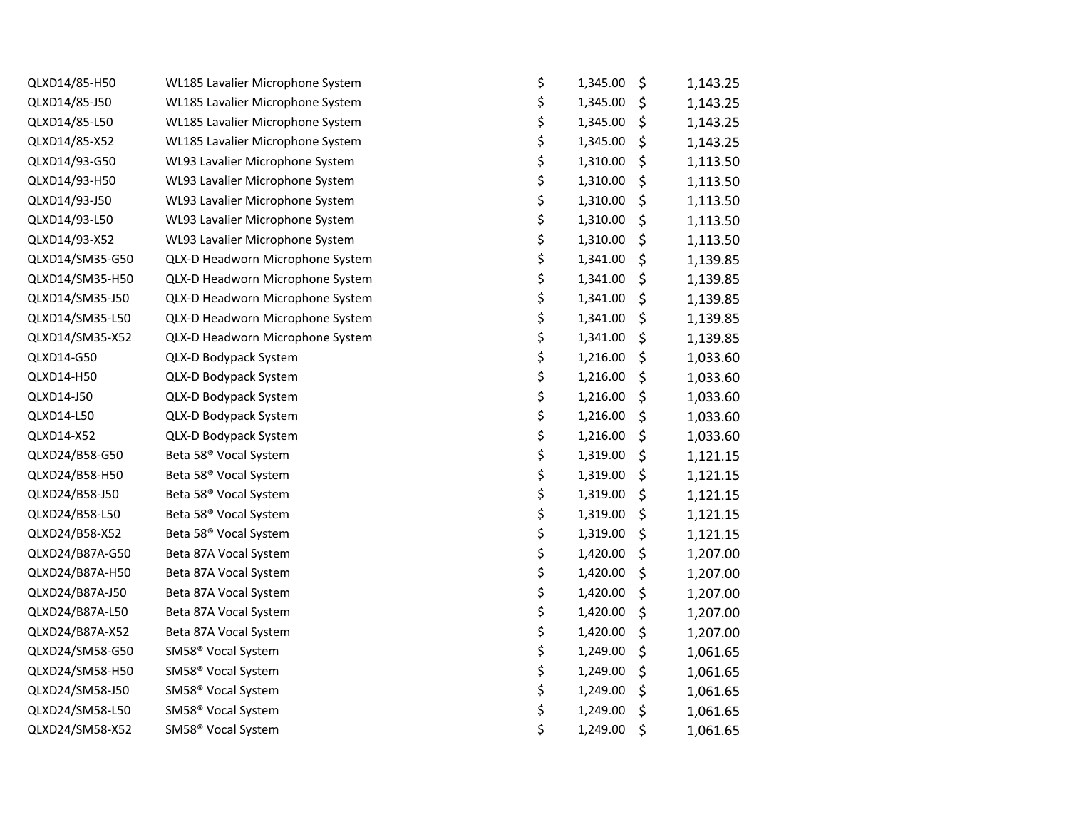| | | | |
|---|---|---|---|
| QLXD14/85-H50 | WL185 Lavalier Microphone System | $ 1,345.00 | $ 1,143.25 |
| QLXD14/85-J50 | WL185 Lavalier Microphone System | $ 1,345.00 | $ 1,143.25 |
| QLXD14/85-L50 | WL185 Lavalier Microphone System | $ 1,345.00 | $ 1,143.25 |
| QLXD14/85-X52 | WL185 Lavalier Microphone System | $ 1,345.00 | $ 1,143.25 |
| QLXD14/93-G50 | WL93 Lavalier Microphone System | $ 1,310.00 | $ 1,113.50 |
| QLXD14/93-H50 | WL93 Lavalier Microphone System | $ 1,310.00 | $ 1,113.50 |
| QLXD14/93-J50 | WL93 Lavalier Microphone System | $ 1,310.00 | $ 1,113.50 |
| QLXD14/93-L50 | WL93 Lavalier Microphone System | $ 1,310.00 | $ 1,113.50 |
| QLXD14/93-X52 | WL93 Lavalier Microphone System | $ 1,310.00 | $ 1,113.50 |
| QLXD14/SM35-G50 | QLX-D Headworn Microphone System | $ 1,341.00 | $ 1,139.85 |
| QLXD14/SM35-H50 | QLX-D Headworn Microphone System | $ 1,341.00 | $ 1,139.85 |
| QLXD14/SM35-J50 | QLX-D Headworn Microphone System | $ 1,341.00 | $ 1,139.85 |
| QLXD14/SM35-L50 | QLX-D Headworn Microphone System | $ 1,341.00 | $ 1,139.85 |
| QLXD14/SM35-X52 | QLX-D Headworn Microphone System | $ 1,341.00 | $ 1,139.85 |
| QLXD14-G50 | QLX-D Bodypack System | $ 1,216.00 | $ 1,033.60 |
| QLXD14-H50 | QLX-D Bodypack System | $ 1,216.00 | $ 1,033.60 |
| QLXD14-J50 | QLX-D Bodypack System | $ 1,216.00 | $ 1,033.60 |
| QLXD14-L50 | QLX-D Bodypack System | $ 1,216.00 | $ 1,033.60 |
| QLXD14-X52 | QLX-D Bodypack System | $ 1,216.00 | $ 1,033.60 |
| QLXD24/B58-G50 | Beta 58® Vocal System | $ 1,319.00 | $ 1,121.15 |
| QLXD24/B58-H50 | Beta 58® Vocal System | $ 1,319.00 | $ 1,121.15 |
| QLXD24/B58-J50 | Beta 58® Vocal System | $ 1,319.00 | $ 1,121.15 |
| QLXD24/B58-L50 | Beta 58® Vocal System | $ 1,319.00 | $ 1,121.15 |
| QLXD24/B58-X52 | Beta 58® Vocal System | $ 1,319.00 | $ 1,121.15 |
| QLXD24/B87A-G50 | Beta 87A Vocal System | $ 1,420.00 | $ 1,207.00 |
| QLXD24/B87A-H50 | Beta 87A Vocal System | $ 1,420.00 | $ 1,207.00 |
| QLXD24/B87A-J50 | Beta 87A Vocal System | $ 1,420.00 | $ 1,207.00 |
| QLXD24/B87A-L50 | Beta 87A Vocal System | $ 1,420.00 | $ 1,207.00 |
| QLXD24/B87A-X52 | Beta 87A Vocal System | $ 1,420.00 | $ 1,207.00 |
| QLXD24/SM58-G50 | SM58® Vocal System | $ 1,249.00 | $ 1,061.65 |
| QLXD24/SM58-H50 | SM58® Vocal System | $ 1,249.00 | $ 1,061.65 |
| QLXD24/SM58-J50 | SM58® Vocal System | $ 1,249.00 | $ 1,061.65 |
| QLXD24/SM58-L50 | SM58® Vocal System | $ 1,249.00 | $ 1,061.65 |
| QLXD24/SM58-X52 | SM58® Vocal System | $ 1,249.00 | $ 1,061.65 |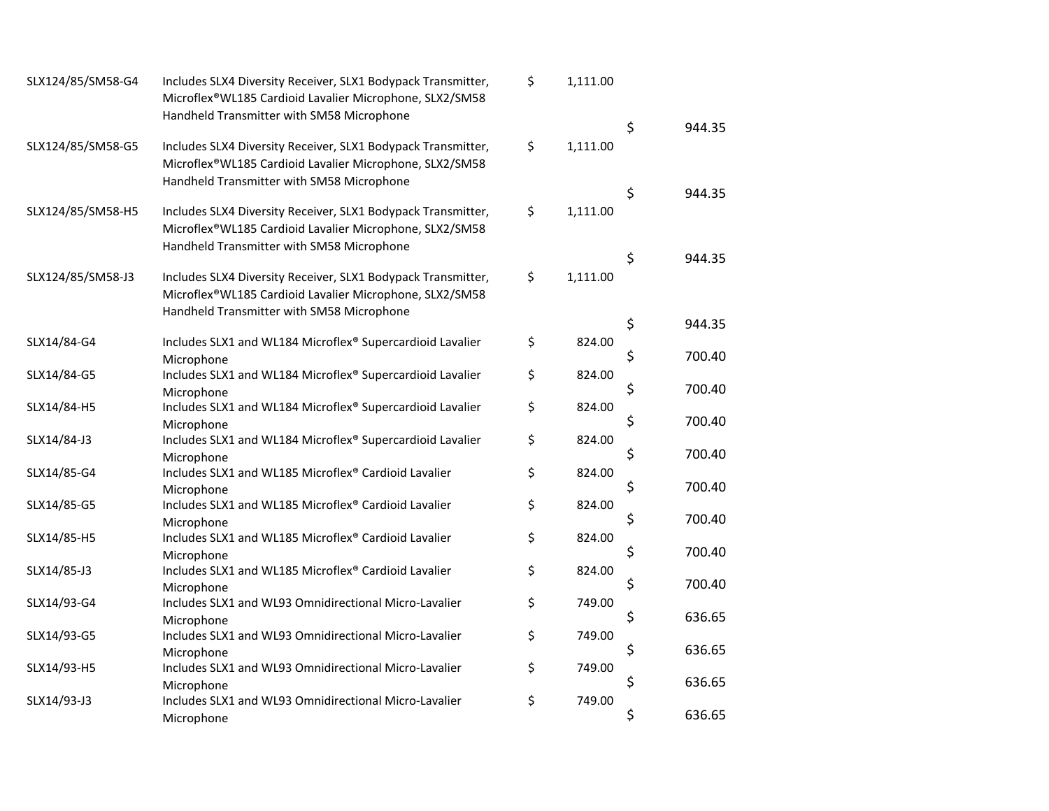| | | | |
|---|---|---|---|
| SLX124/85/SM58-G4 | Includes SLX4 Diversity Receiver, SLX1 Bodypack Transmitter, Microflex®WL185 Cardioid Lavalier Microphone, SLX2/SM58 Handheld Transmitter with SM58 Microphone | $ 1,111.00 | $ 944.35 |
| SLX124/85/SM58-G5 | Includes SLX4 Diversity Receiver, SLX1 Bodypack Transmitter, Microflex®WL185 Cardioid Lavalier Microphone, SLX2/SM58 Handheld Transmitter with SM58 Microphone | $ 1,111.00 | $ 944.35 |
| SLX124/85/SM58-H5 | Includes SLX4 Diversity Receiver, SLX1 Bodypack Transmitter, Microflex®WL185 Cardioid Lavalier Microphone, SLX2/SM58 Handheld Transmitter with SM58 Microphone | $ 1,111.00 | $ 944.35 |
| SLX124/85/SM58-J3 | Includes SLX4 Diversity Receiver, SLX1 Bodypack Transmitter, Microflex®WL185 Cardioid Lavalier Microphone, SLX2/SM58 Handheld Transmitter with SM58 Microphone | $ 1,111.00 | $ 944.35 |
| SLX14/84-G4 | Includes SLX1 and WL184 Microflex® Supercardioid Lavalier Microphone | $ 824.00 | $ 700.40 |
| SLX14/84-G5 | Includes SLX1 and WL184 Microflex® Supercardioid Lavalier Microphone | $ 824.00 | $ 700.40 |
| SLX14/84-H5 | Includes SLX1 and WL184 Microflex® Supercardioid Lavalier Microphone | $ 824.00 | $ 700.40 |
| SLX14/84-J3 | Includes SLX1 and WL184 Microflex® Supercardioid Lavalier Microphone | $ 824.00 | $ 700.40 |
| SLX14/85-G4 | Includes SLX1 and WL185 Microflex® Cardioid Lavalier Microphone | $ 824.00 | $ 700.40 |
| SLX14/85-G5 | Includes SLX1 and WL185 Microflex® Cardioid Lavalier Microphone | $ 824.00 | $ 700.40 |
| SLX14/85-H5 | Includes SLX1 and WL185 Microflex® Cardioid Lavalier Microphone | $ 824.00 | $ 700.40 |
| SLX14/85-J3 | Includes SLX1 and WL185 Microflex® Cardioid Lavalier Microphone | $ 824.00 | $ 700.40 |
| SLX14/93-G4 | Includes SLX1 and WL93 Omnidirectional Micro-Lavalier Microphone | $ 749.00 | $ 636.65 |
| SLX14/93-G5 | Includes SLX1 and WL93 Omnidirectional Micro-Lavalier Microphone | $ 749.00 | $ 636.65 |
| SLX14/93-H5 | Includes SLX1 and WL93 Omnidirectional Micro-Lavalier Microphone | $ 749.00 | $ 636.65 |
| SLX14/93-J3 | Includes SLX1 and WL93 Omnidirectional Micro-Lavalier Microphone | $ 749.00 | $ 636.65 |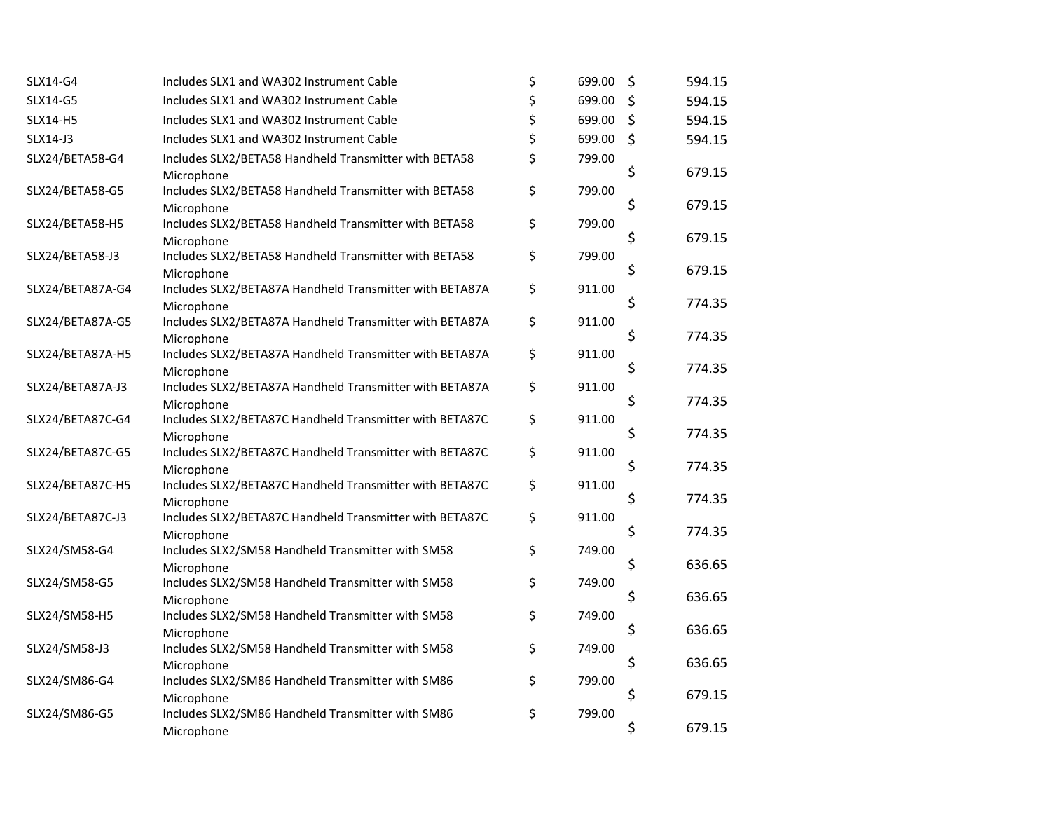| | | | |
|---|---|---|---|
| SLX14-G4 | Includes SLX1 and WA302 Instrument Cable | $ 699.00 | $ 594.15 |
| SLX14-G5 | Includes SLX1 and WA302 Instrument Cable | $ 699.00 | $ 594.15 |
| SLX14-H5 | Includes SLX1 and WA302 Instrument Cable | $ 699.00 | $ 594.15 |
| SLX14-J3 | Includes SLX1 and WA302 Instrument Cable | $ 699.00 | $ 594.15 |
| SLX24/BETA58-G4 | Includes SLX2/BETA58 Handheld Transmitter with BETA58 Microphone | $ 799.00 | $ 679.15 |
| SLX24/BETA58-G5 | Includes SLX2/BETA58 Handheld Transmitter with BETA58 Microphone | $ 799.00 | $ 679.15 |
| SLX24/BETA58-H5 | Includes SLX2/BETA58 Handheld Transmitter with BETA58 Microphone | $ 799.00 | $ 679.15 |
| SLX24/BETA58-J3 | Includes SLX2/BETA58 Handheld Transmitter with BETA58 Microphone | $ 799.00 | $ 679.15 |
| SLX24/BETA87A-G4 | Includes SLX2/BETA87A Handheld Transmitter with BETA87A Microphone | $ 911.00 | $ 774.35 |
| SLX24/BETA87A-G5 | Includes SLX2/BETA87A Handheld Transmitter with BETA87A Microphone | $ 911.00 | $ 774.35 |
| SLX24/BETA87A-H5 | Includes SLX2/BETA87A Handheld Transmitter with BETA87A Microphone | $ 911.00 | $ 774.35 |
| SLX24/BETA87A-J3 | Includes SLX2/BETA87A Handheld Transmitter with BETA87A Microphone | $ 911.00 | $ 774.35 |
| SLX24/BETA87C-G4 | Includes SLX2/BETA87C Handheld Transmitter with BETA87C Microphone | $ 911.00 | $ 774.35 |
| SLX24/BETA87C-G5 | Includes SLX2/BETA87C Handheld Transmitter with BETA87C Microphone | $ 911.00 | $ 774.35 |
| SLX24/BETA87C-H5 | Includes SLX2/BETA87C Handheld Transmitter with BETA87C Microphone | $ 911.00 | $ 774.35 |
| SLX24/BETA87C-J3 | Includes SLX2/BETA87C Handheld Transmitter with BETA87C Microphone | $ 911.00 | $ 774.35 |
| SLX24/SM58-G4 | Includes SLX2/SM58 Handheld Transmitter with SM58 Microphone | $ 749.00 | $ 636.65 |
| SLX24/SM58-G5 | Includes SLX2/SM58 Handheld Transmitter with SM58 Microphone | $ 749.00 | $ 636.65 |
| SLX24/SM58-H5 | Includes SLX2/SM58 Handheld Transmitter with SM58 Microphone | $ 749.00 | $ 636.65 |
| SLX24/SM58-J3 | Includes SLX2/SM58 Handheld Transmitter with SM58 Microphone | $ 749.00 | $ 636.65 |
| SLX24/SM86-G4 | Includes SLX2/SM86 Handheld Transmitter with SM86 Microphone | $ 799.00 | $ 679.15 |
| SLX24/SM86-G5 | Includes SLX2/SM86 Handheld Transmitter with SM86 Microphone | $ 799.00 | $ 679.15 |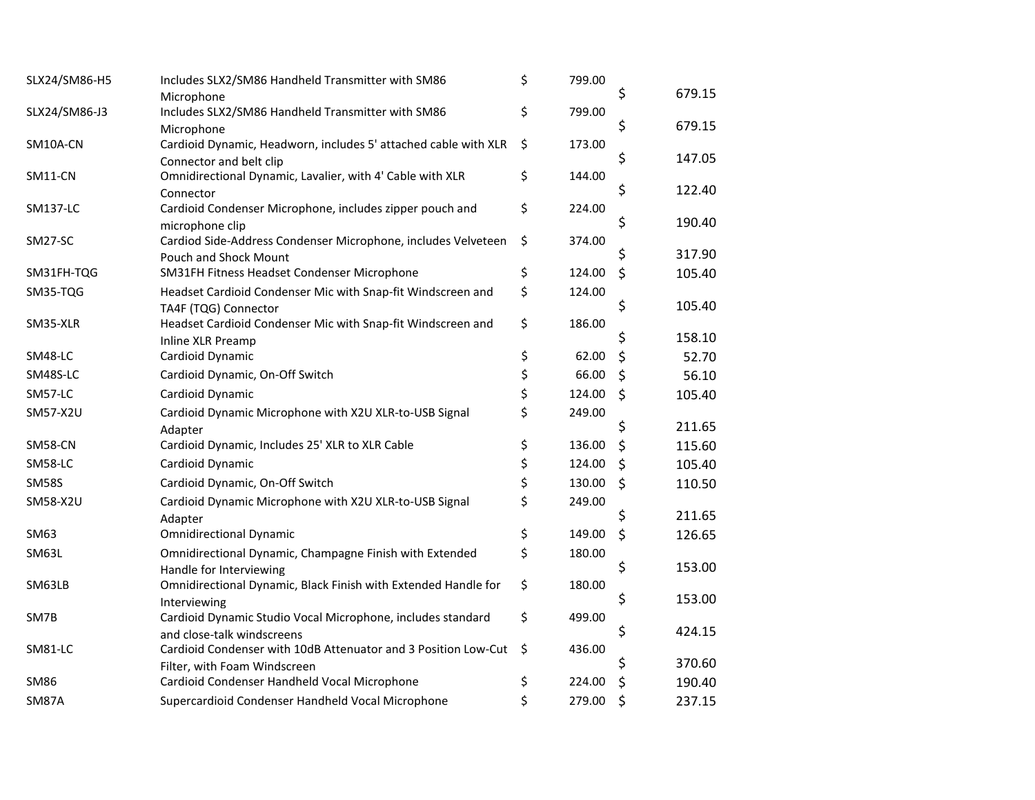| | | | |
|---|---|---|---|
| SLX24/SM86-H5 | Includes SLX2/SM86 Handheld Transmitter with SM86 Microphone | $ 799.00 | $ 679.15 |
| SLX24/SM86-J3 | Includes SLX2/SM86 Handheld Transmitter with SM86 Microphone | $ 799.00 | $ 679.15 |
| SM10A-CN | Cardioid Dynamic, Headworn, includes 5' attached cable with XLR Connector and belt clip | $ 173.00 | $ 147.05 |
| SM11-CN | Omnidirectional Dynamic, Lavalier, with 4' Cable with XLR Connector | $ 144.00 | $ 122.40 |
| SM137-LC | Cardioid Condenser Microphone, includes zipper pouch and microphone clip | $ 224.00 | $ 190.40 |
| SM27-SC | Cardiod Side-Address Condenser Microphone, includes Velveteen Pouch and Shock Mount | $ 374.00 | $ 317.90 |
| SM31FH-TQG | SM31FH Fitness Headset Condenser Microphone | $ 124.00 | $ 105.40 |
| SM35-TQG | Headset Cardioid Condenser Mic with Snap-fit Windscreen and TA4F (TQG) Connector | $ 124.00 | $ 105.40 |
| SM35-XLR | Headset Cardioid Condenser Mic with Snap-fit Windscreen and Inline XLR Preamp | $ 186.00 | $ 158.10 |
| SM48-LC | Cardioid Dynamic | $ 62.00 | $ 52.70 |
| SM48S-LC | Cardioid Dynamic, On-Off Switch | $ 66.00 | $ 56.10 |
| SM57-LC | Cardioid Dynamic | $ 124.00 | $ 105.40 |
| SM57-X2U | Cardioid Dynamic Microphone with X2U XLR-to-USB Signal Adapter | $ 249.00 | $ 211.65 |
| SM58-CN | Cardioid Dynamic, Includes 25' XLR to XLR Cable | $ 136.00 | $ 115.60 |
| SM58-LC | Cardioid Dynamic | $ 124.00 | $ 105.40 |
| SM58S | Cardioid Dynamic, On-Off Switch | $ 130.00 | $ 110.50 |
| SM58-X2U | Cardioid Dynamic Microphone with X2U XLR-to-USB Signal Adapter | $ 249.00 | $ 211.65 |
| SM63 | Omnidirectional Dynamic | $ 149.00 | $ 126.65 |
| SM63L | Omnidirectional Dynamic, Champagne Finish with Extended Handle for Interviewing | $ 180.00 | $ 153.00 |
| SM63LB | Omnidirectional Dynamic, Black Finish with Extended Handle for Interviewing | $ 180.00 | $ 153.00 |
| SM7B | Cardioid Dynamic Studio Vocal Microphone, includes standard and close-talk windscreens | $ 499.00 | $ 424.15 |
| SM81-LC | Cardioid Condenser with 10dB Attenuator and 3 Position Low-Cut Filter, with Foam Windscreen | $ 436.00 | $ 370.60 |
| SM86 | Cardioid Condenser Handheld Vocal Microphone | $ 224.00 | $ 190.40 |
| SM87A | Supercardioid Condenser Handheld Vocal Microphone | $ 279.00 | $ 237.15 |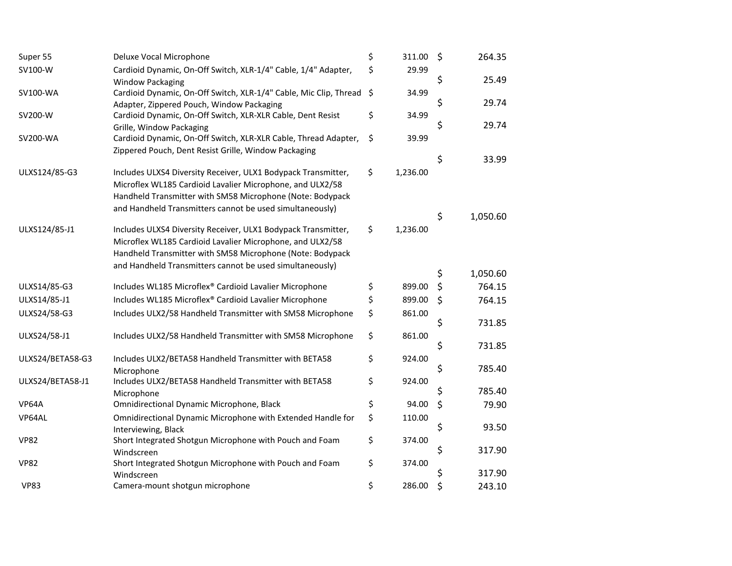| | | | |
|---|---|---|---|
| Super 55 | Deluxe Vocal Microphone | $ 311.00 | $ 264.35 |
| SV100-W | Cardioid Dynamic, On-Off Switch, XLR-1/4" Cable, 1/4" Adapter, Window Packaging | $ 29.99 | $ 25.49 |
| SV100-WA | Cardioid Dynamic, On-Off Switch, XLR-1/4" Cable, Mic Clip, Thread Adapter, Zippered Pouch, Window Packaging | $ 34.99 | $ 29.74 |
| SV200-W | Cardioid Dynamic, On-Off Switch, XLR-XLR Cable, Dent Resist Grille, Window Packaging | $ 34.99 | $ 29.74 |
| SV200-WA | Cardioid Dynamic, On-Off Switch, XLR-XLR Cable, Thread Adapter, Zippered Pouch, Dent Resist Grille, Window Packaging | $ 39.99 | $ 33.99 |
| ULXS124/85-G3 | Includes ULXS4 Diversity Receiver, ULX1 Bodypack Transmitter, Microflex WL185 Cardioid Lavalier Microphone, and ULX2/58 Handheld Transmitter with SM58 Microphone (Note: Bodypack and Handheld Transmitters cannot be used simultaneously) | $ 1,236.00 | $ 1,050.60 |
| ULXS124/85-J1 | Includes ULXS4 Diversity Receiver, ULX1 Bodypack Transmitter, Microflex WL185 Cardioid Lavalier Microphone, and ULX2/58 Handheld Transmitter with SM58 Microphone (Note: Bodypack and Handheld Transmitters cannot be used simultaneously) | $ 1,236.00 | $ 1,050.60 |
| ULXS14/85-G3 | Includes WL185 Microflex® Cardioid Lavalier Microphone | $ 899.00 | $ 764.15 |
| ULXS14/85-J1 | Includes WL185 Microflex® Cardioid Lavalier Microphone | $ 899.00 | $ 764.15 |
| ULXS24/58-G3 | Includes ULX2/58 Handheld Transmitter with SM58 Microphone | $ 861.00 | $ 731.85 |
| ULXS24/58-J1 | Includes ULX2/58 Handheld Transmitter with SM58 Microphone | $ 861.00 | $ 731.85 |
| ULXS24/BETA58-G3 | Includes ULX2/BETA58 Handheld Transmitter with BETA58 Microphone | $ 924.00 | $ 785.40 |
| ULXS24/BETA58-J1 | Includes ULX2/BETA58 Handheld Transmitter with BETA58 Microphone | $ 924.00 | $ 785.40 |
| VP64A | Omnidirectional Dynamic Microphone, Black | $ 94.00 | $ 79.90 |
| VP64AL | Omnidirectional Dynamic Microphone with Extended Handle for Interviewing, Black | $ 110.00 | $ 93.50 |
| VP82 | Short Integrated Shotgun Microphone with Pouch and Foam Windscreen | $ 374.00 | $ 317.90 |
| VP82 | Short Integrated Shotgun Microphone with Pouch and Foam Windscreen | $ 374.00 | $ 317.90 |
| VP83 | Camera-mount shotgun microphone | $ 286.00 | $ 243.10 |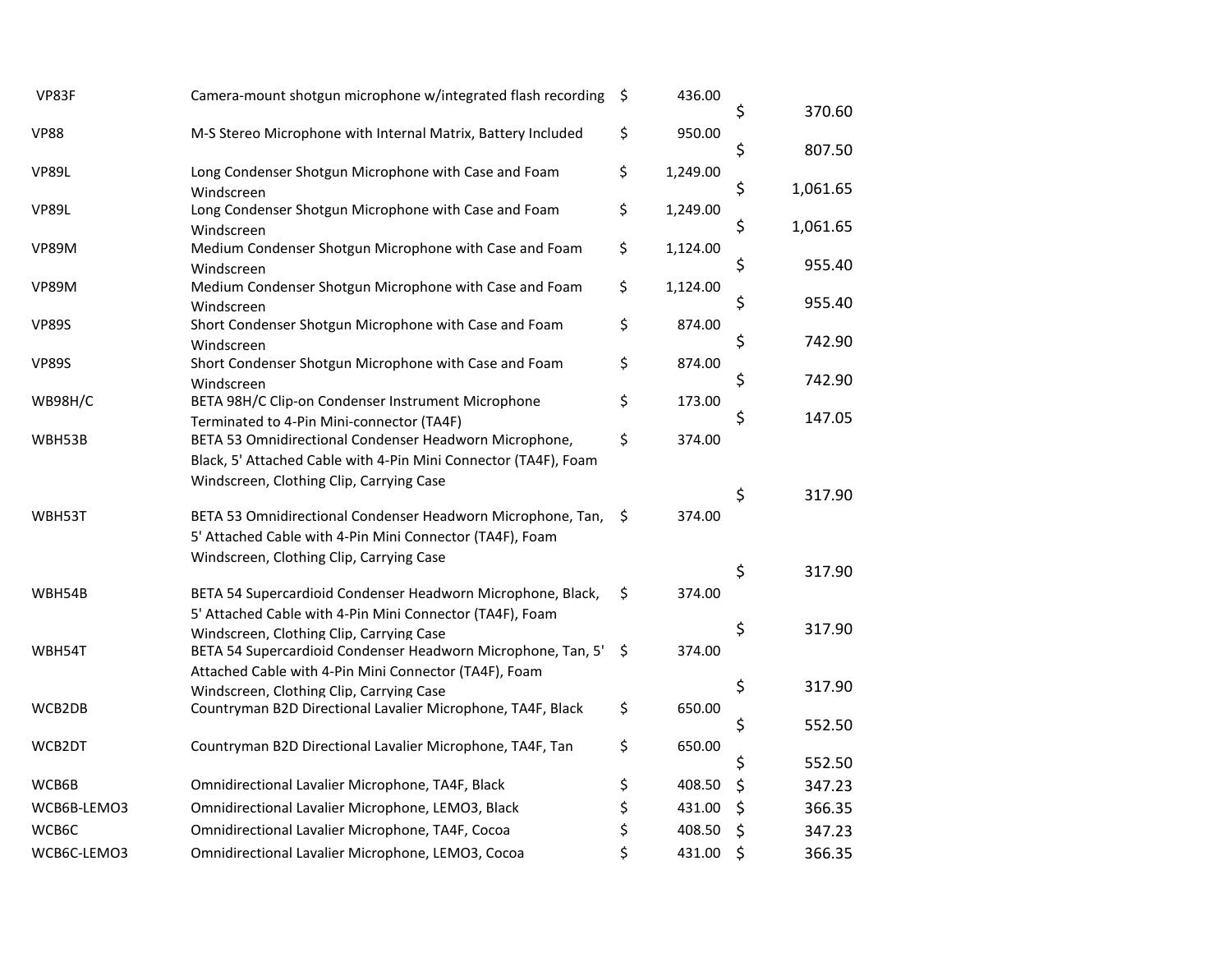| | | | |
|---|---|---|---|
| VP83F | Camera-mount shotgun microphone w/integrated flash recording | $ 436.00 | $ 370.60 |
| VP88 | M-S Stereo Microphone with Internal Matrix, Battery Included | $ 950.00 | $ 807.50 |
| VP89L | Long Condenser Shotgun Microphone with Case and Foam Windscreen | $ 1,249.00 | $ 1,061.65 |
| VP89L | Long Condenser Shotgun Microphone with Case and Foam Windscreen | $ 1,249.00 | $ 1,061.65 |
| VP89M | Medium Condenser Shotgun Microphone with Case and Foam Windscreen | $ 1,124.00 | $ 955.40 |
| VP89M | Medium Condenser Shotgun Microphone with Case and Foam Windscreen | $ 1,124.00 | $ 955.40 |
| VP89S | Short Condenser Shotgun Microphone with Case and Foam Windscreen | $ 874.00 | $ 742.90 |
| VP89S | Short Condenser Shotgun Microphone with Case and Foam Windscreen | $ 874.00 | $ 742.90 |
| WB98H/C | BETA 98H/C Clip-on Condenser Instrument Microphone Terminated to 4-Pin Mini-connector (TA4F) | $ 173.00 | $ 147.05 |
| WBH53B | BETA 53 Omnidirectional Condenser Headworn Microphone, Black, 5' Attached Cable with 4-Pin Mini Connector (TA4F), Foam Windscreen, Clothing Clip, Carrying Case | $ 374.00 | $ 317.90 |
| WBH53T | BETA 53 Omnidirectional Condenser Headworn Microphone, Tan, 5' Attached Cable with 4-Pin Mini Connector (TA4F), Foam Windscreen, Clothing Clip, Carrying Case | $ 374.00 | $ 317.90 |
| WBH54B | BETA 54 Supercardioid Condenser Headworn Microphone, Black, 5' Attached Cable with 4-Pin Mini Connector (TA4F), Foam Windscreen, Clothing Clip, Carrying Case | $ 374.00 | $ 317.90 |
| WBH54T | BETA 54 Supercardioid Condenser Headworn Microphone, Tan, 5' Attached Cable with 4-Pin Mini Connector (TA4F), Foam Windscreen, Clothing Clip, Carrying Case | $ 374.00 | $ 317.90 |
| WCB2DB | Countryman B2D Directional Lavalier Microphone, TA4F, Black | $ 650.00 | $ 552.50 |
| WCB2DT | Countryman B2D Directional Lavalier Microphone, TA4F, Tan | $ 650.00 | $ 552.50 |
| WCB6B | Omnidirectional Lavalier Microphone, TA4F, Black | $ 408.50 | $ 347.23 |
| WCB6B-LEMO3 | Omnidirectional Lavalier Microphone, LEMO3, Black | $ 431.00 | $ 366.35 |
| WCB6C | Omnidirectional Lavalier Microphone, TA4F, Cocoa | $ 408.50 | $ 347.23 |
| WCB6C-LEMO3 | Omnidirectional Lavalier Microphone, LEMO3, Cocoa | $ 431.00 | $ 366.35 |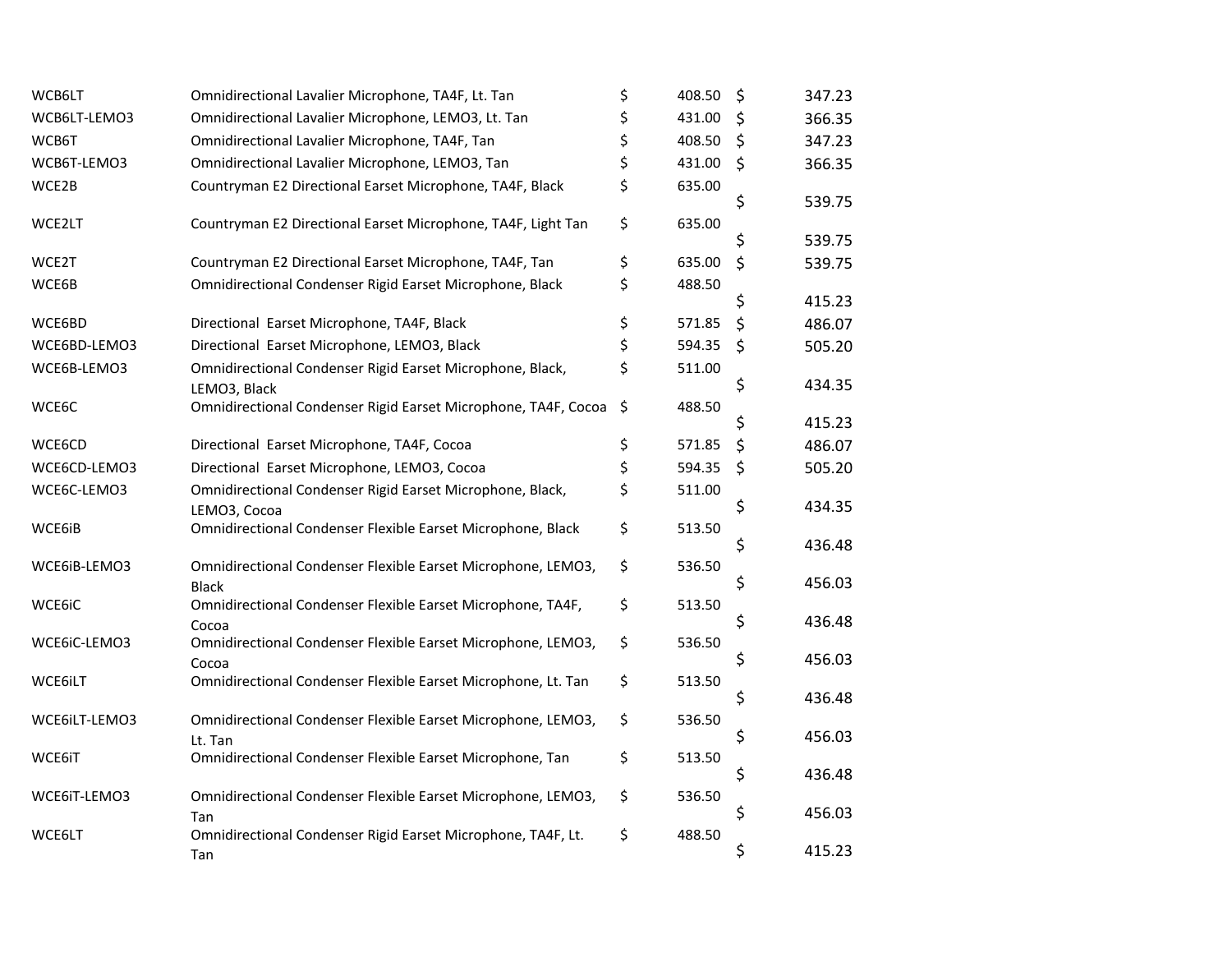| | | | |
|---|---|---|---|
| WCB6LT | Omnidirectional Lavalier Microphone, TA4F, Lt. Tan | $ 408.50 | $ 347.23 |
| WCB6LT-LEMO3 | Omnidirectional Lavalier Microphone, LEMO3, Lt. Tan | $ 431.00 | $ 366.35 |
| WCB6T | Omnidirectional Lavalier Microphone, TA4F, Tan | $ 408.50 | $ 347.23 |
| WCB6T-LEMO3 | Omnidirectional Lavalier Microphone, LEMO3, Tan | $ 431.00 | $ 366.35 |
| WCE2B | Countryman E2 Directional Earset Microphone, TA4F, Black | $ 635.00 | $ 539.75 |
| WCE2LT | Countryman E2 Directional Earset Microphone, TA4F, Light Tan | $ 635.00 | $ 539.75 |
| WCE2T | Countryman E2 Directional Earset Microphone, TA4F, Tan | $ 635.00 | $ 539.75 |
| WCE6B | Omnidirectional Condenser Rigid Earset Microphone, Black | $ 488.50 | $ 415.23 |
| WCE6BD | Directional Earset Microphone, TA4F, Black | $ 571.85 | $ 486.07 |
| WCE6BD-LEMO3 | Directional Earset Microphone, LEMO3, Black | $ 594.35 | $ 505.20 |
| WCE6B-LEMO3 | Omnidirectional Condenser Rigid Earset Microphone, Black, LEMO3, Black | $ 511.00 | $ 434.35 |
| WCE6C | Omnidirectional Condenser Rigid Earset Microphone, TA4F, Cocoa | $ 488.50 | $ 415.23 |
| WCE6CD | Directional Earset Microphone, TA4F, Cocoa | $ 571.85 | $ 486.07 |
| WCE6CD-LEMO3 | Directional Earset Microphone, LEMO3, Cocoa | $ 594.35 | $ 505.20 |
| WCE6C-LEMO3 | Omnidirectional Condenser Rigid Earset Microphone, Black, LEMO3, Cocoa | $ 511.00 | $ 434.35 |
| WCE6iB | Omnidirectional Condenser Flexible Earset Microphone, Black | $ 513.50 | $ 436.48 |
| WCE6iB-LEMO3 | Omnidirectional Condenser Flexible Earset Microphone, LEMO3, Black | $ 536.50 | $ 456.03 |
| WCE6iC | Omnidirectional Condenser Flexible Earset Microphone, TA4F, Cocoa | $ 513.50 | $ 436.48 |
| WCE6iC-LEMO3 | Omnidirectional Condenser Flexible Earset Microphone, LEMO3, Cocoa | $ 536.50 | $ 456.03 |
| WCE6iLT | Omnidirectional Condenser Flexible Earset Microphone, Lt. Tan | $ 513.50 | $ 436.48 |
| WCE6iLT-LEMO3 | Omnidirectional Condenser Flexible Earset Microphone, LEMO3, Lt. Tan | $ 536.50 | $ 456.03 |
| WCE6iT | Omnidirectional Condenser Flexible Earset Microphone, Tan | $ 513.50 | $ 436.48 |
| WCE6iT-LEMO3 | Omnidirectional Condenser Flexible Earset Microphone, LEMO3, Tan | $ 536.50 | $ 456.03 |
| WCE6LT | Omnidirectional Condenser Rigid Earset Microphone, TA4F, Lt. Tan | $ 488.50 | $ 415.23 |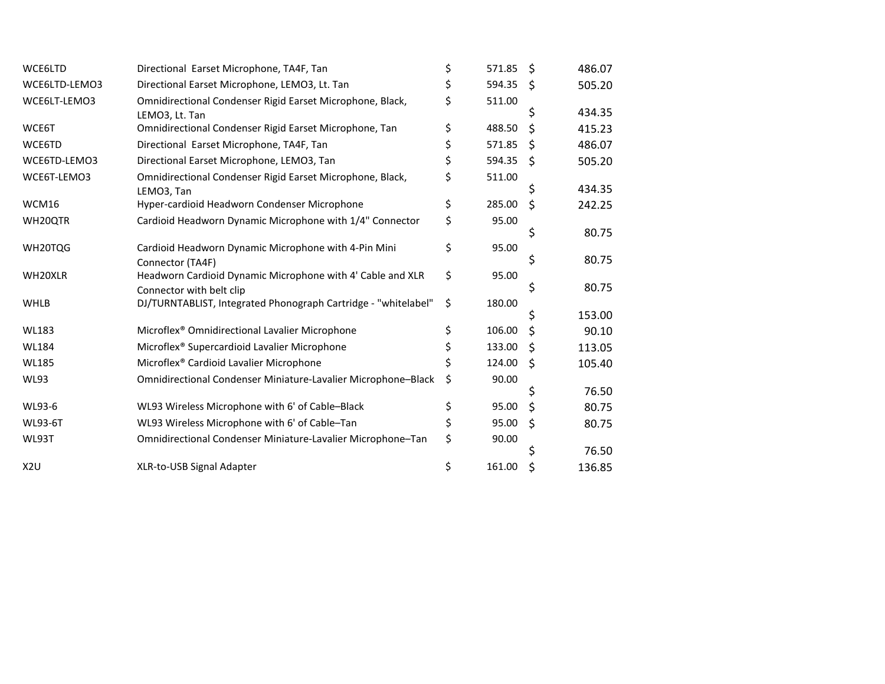| | | | |
|---|---|---|---|
| WCE6LTD | Directional Earset Microphone, TA4F, Tan | $ 571.85 | $ 486.07 |
| WCE6LTD-LEMO3 | Directional Earset Microphone, LEMO3, Lt. Tan | $ 594.35 | $ 505.20 |
| WCE6LT-LEMO3 | Omnidirectional Condenser Rigid Earset Microphone, Black, LEMO3, Lt. Tan | $ 511.00 | $ 434.35 |
| WCE6T | Omnidirectional Condenser Rigid Earset Microphone, Tan | $ 488.50 | $ 415.23 |
| WCE6TD | Directional Earset Microphone, TA4F, Tan | $ 571.85 | $ 486.07 |
| WCE6TD-LEMO3 | Directional Earset Microphone, LEMO3, Tan | $ 594.35 | $ 505.20 |
| WCE6T-LEMO3 | Omnidirectional Condenser Rigid Earset Microphone, Black, LEMO3, Tan | $ 511.00 | $ 434.35 |
| WCM16 | Hyper-cardioid Headworn Condenser Microphone | $ 285.00 | $ 242.25 |
| WH20QTR | Cardioid Headworn Dynamic Microphone with 1/4" Connector | $ 95.00 | $ 80.75 |
| WH20TQG | Cardioid Headworn Dynamic Microphone with 4-Pin Mini Connector (TA4F) | $ 95.00 | $ 80.75 |
| WH20XLR | Headworn Cardioid Dynamic Microphone with 4' Cable and XLR Connector with belt clip | $ 95.00 | $ 80.75 |
| WHLB | DJ/TURNTABLIST, Integrated Phonograph Cartridge - "whitelabel" | $ 180.00 | $ 153.00 |
| WL183 | Microflex® Omnidirectional Lavalier Microphone | $ 106.00 | $ 90.10 |
| WL184 | Microflex® Supercardioid Lavalier Microphone | $ 133.00 | $ 113.05 |
| WL185 | Microflex® Cardioid Lavalier Microphone | $ 124.00 | $ 105.40 |
| WL93 | Omnidirectional Condenser Miniature-Lavalier Microphone–Black | $ 90.00 | $ 76.50 |
| WL93-6 | WL93 Wireless Microphone with 6' of Cable–Black | $ 95.00 | $ 80.75 |
| WL93-6T | WL93 Wireless Microphone with 6' of Cable–Tan | $ 95.00 | $ 80.75 |
| WL93T | Omnidirectional Condenser Miniature-Lavalier Microphone–Tan | $ 90.00 | $ 76.50 |
| X2U | XLR-to-USB Signal Adapter | $ 161.00 | $ 136.85 |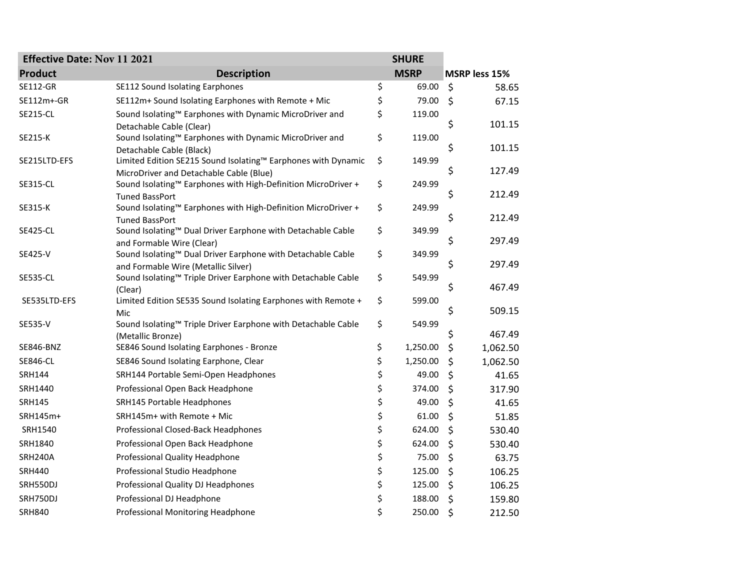| Effective Date: Nov 11 2021 | | SHURE | |
|---|---|---|---|
| **Product** | **Description** | **MSRP** | **MSRP less 15%** |
| SE112-GR | SE112 Sound Isolating Earphones | $ 69.00 | $ 58.65 |
| SE112m+-GR | SE112m+ Sound Isolating Earphones with Remote + Mic | $ 79.00 | $ 67.15 |
| SE215-CL | Sound Isolating™ Earphones with Dynamic MicroDriver and Detachable Cable (Clear) | $ 119.00 | $ 101.15 |
| SE215-K | Sound Isolating™ Earphones with Dynamic MicroDriver and Detachable Cable (Black) | $ 119.00 | $ 101.15 |
| SE215LTD-EFS | Limited Edition SE215 Sound Isolating™ Earphones with Dynamic MicroDriver and Detachable Cable (Blue) | $ 149.99 | $ 127.49 |
| SE315-CL | Sound Isolating™ Earphones with High-Definition MicroDriver + Tuned BassPort | $ 249.99 | $ 212.49 |
| SE315-K | Sound Isolating™ Earphones with High-Definition MicroDriver + Tuned BassPort | $ 249.99 | $ 212.49 |
| SE425-CL | Sound Isolating™ Dual Driver Earphone with Detachable Cable and Formable Wire (Clear) | $ 349.99 | $ 297.49 |
| SE425-V | Sound Isolating™ Dual Driver Earphone with Detachable Cable and Formable Wire (Metallic Silver) | $ 349.99 | $ 297.49 |
| SE535-CL | Sound Isolating™ Triple Driver Earphone with Detachable Cable (Clear) | $ 549.99 | $ 467.49 |
| SE535LTD-EFS | Limited Edition SE535 Sound Isolating Earphones with Remote + Mic | $ 599.00 | $ 509.15 |
| SE535-V | Sound Isolating™ Triple Driver Earphone with Detachable Cable (Metallic Bronze) | $ 549.99 | $ 467.49 |
| SE846-BNZ | SE846 Sound Isolating Earphones - Bronze | $ 1,250.00 | $ 1,062.50 |
| SE846-CL | SE846 Sound Isolating Earphone, Clear | $ 1,250.00 | $ 1,062.50 |
| SRH144 | SRH144 Portable Semi-Open Headphones | $ 49.00 | $ 41.65 |
| SRH1440 | Professional Open Back Headphone | $ 374.00 | $ 317.90 |
| SRH145 | SRH145 Portable Headphones | $ 49.00 | $ 41.65 |
| SRH145m+ | SRH145m+ with Remote + Mic | $ 61.00 | $ 51.85 |
| SRH1540 | Professional Closed-Back Headphones | $ 624.00 | $ 530.40 |
| SRH1840 | Professional Open Back Headphone | $ 624.00 | $ 530.40 |
| SRH240A | Professional Quality Headphone | $ 75.00 | $ 63.75 |
| SRH440 | Professional Studio Headphone | $ 125.00 | $ 106.25 |
| SRH550DJ | Professional Quality DJ Headphones | $ 125.00 | $ 106.25 |
| SRH750DJ | Professional DJ Headphone | $ 188.00 | $ 159.80 |
| SRH840 | Professional Monitoring Headphone | $ 250.00 | $ 212.50 |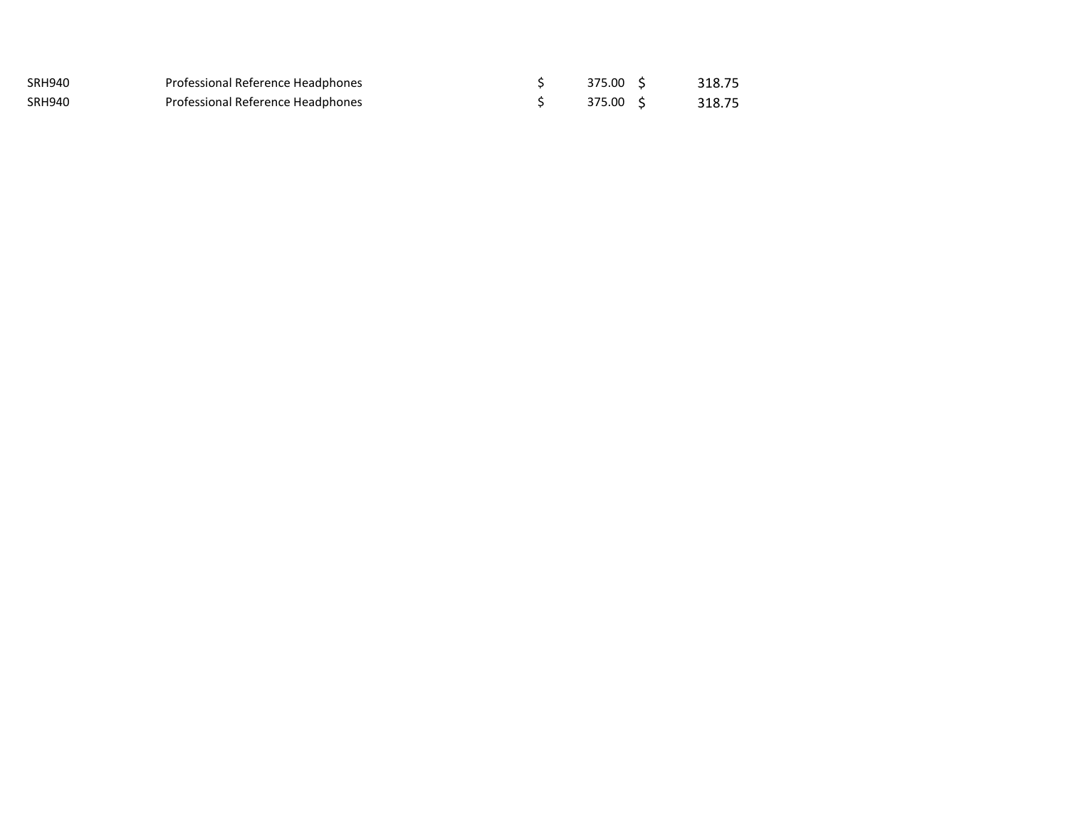| | | | |
|---|---|---|---|
| SRH940 | Professional Reference Headphones | $ 375.00 | $ 318.75 |
| SRH940 | Professional Reference Headphones | $ 375.00 | $ 318.75 |